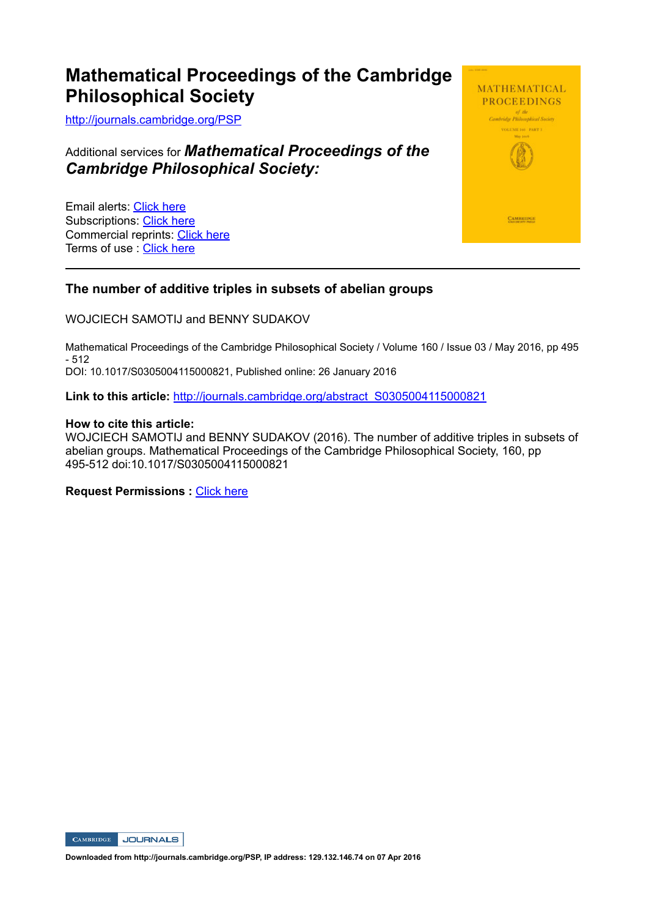# Mathematical Proceedings of the Cambridge Philosophical Society

http://journals.cambridge.org/PSP

Additional services for ***Mathematical Proceedings of the Cambridge Philosophical Society:***

Email alerts: Click here
Subscriptions: Click here
Commercial reprints: Click here
Terms of use : Click here

---

## The number of additive triples in subsets of abelian groups

WOJCIECH SAMOTIJ and BENNY SUDAKOV

Mathematical Proceedings of the Cambridge Philosophical Society / Volume 160 / Issue 03 / May 2016, pp 495 - 512
DOI: 10.1017/S0305004115000821, Published online: 26 January 2016

**Link to this article:** http://journals.cambridge.org/abstract_S0305004115000821

**How to cite this article:**
WOJCIECH SAMOTIJ and BENNY SUDAKOV (2016). The number of additive triples in subsets of abelian groups. Mathematical Proceedings of the Cambridge Philosophical Society, 160, pp 495-512 doi:10.1017/S0305004115000821

**Request Permissions :** Click here

**Downloaded from http://journals.cambridge.org/PSP, IP address: 129.132.146.74 on 07 Apr 2016**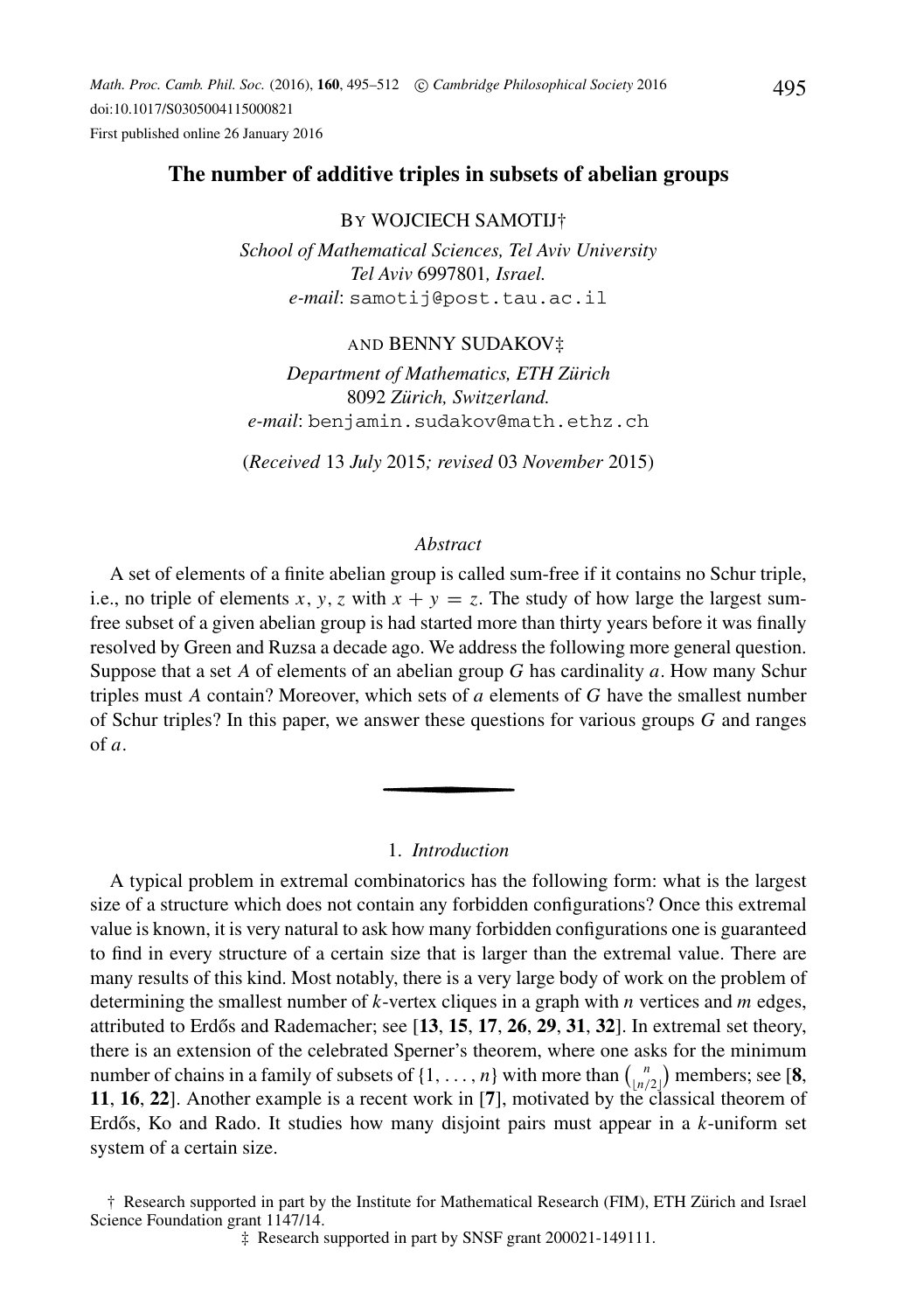# The number of additive triples in subsets of abelian groups

BY WOJCIECH SAMOTIJ†

*School of Mathematical Sciences, Tel Aviv University*
*Tel Aviv* 6997801*, Israel.*
*e-mail*: samotij@post.tau.ac.il

AND BENNY SUDAKOV‡

*Department of Mathematics, ETH Zürich*
8092 *Zürich, Switzerland.*
*e-mail*: benjamin.sudakov@math.ethz.ch

(*Received* 13 *July* 2015*; revised* 03 *November* 2015)

## *Abstract*

A set of elements of a finite abelian group is called sum-free if it contains no Schur triple, i.e., no triple of elements $x$, $y$, $z$ with $x + y = z$. The study of how large the largest sum-free subset of a given abelian group is had started more than thirty years before it was finally resolved by Green and Ruzsa a decade ago. We address the following more general question. Suppose that a set $A$ of elements of an abelian group $G$ has cardinality $a$. How many Schur triples must $A$ contain? Moreover, which sets of $a$ elements of $G$ have the smallest number of Schur triples? In this paper, we answer these questions for various groups $G$ and ranges of $a$.

## 1. *Introduction*

A typical problem in extremal combinatorics has the following form: what is the largest size of a structure which does not contain any forbidden configurations? Once this extremal value is known, it is very natural to ask how many forbidden configurations one is guaranteed to find in every structure of a certain size that is larger than the extremal value. There are many results of this kind. Most notably, there is a very large body of work on the problem of determining the smallest number of $k$-vertex cliques in a graph with $n$ vertices and $m$ edges, attributed to Erdős and Rademacher; see [**13**, **15**, **17**, **26**, **29**, **31**, **32**]. In extremal set theory, there is an extension of the celebrated Sperner's theorem, where one asks for the minimum number of chains in a family of subsets of $\{1, \ldots, n\}$ with more than $\binom{n}{\lfloor n/2 \rfloor}$ members; see [**8**, **11**, **16**, **22**]. Another example is a recent work in [**7**], motivated by the classical theorem of Erdős, Ko and Rado. It studies how many disjoint pairs must appear in a $k$-uniform set system of a certain size.

† Research supported in part by the Institute for Mathematical Research (FIM), ETH Zürich and Israel Science Foundation grant 1147/14.

‡ Research supported in part by SNSF grant 200021-149111.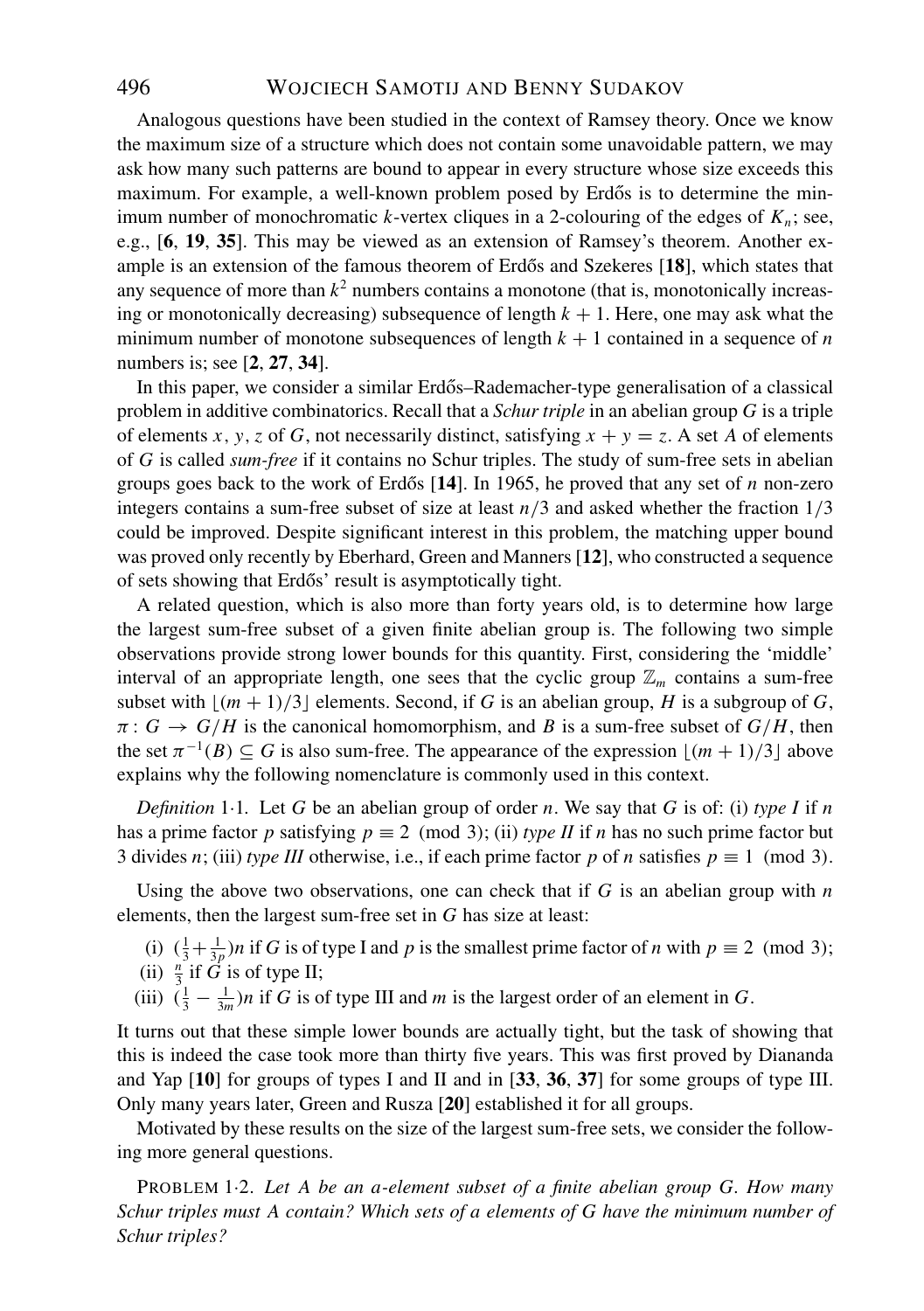Analogous questions have been studied in the context of Ramsey theory. Once we know the maximum size of a structure which does not contain some unavoidable pattern, we may ask how many such patterns are bound to appear in every structure whose size exceeds this maximum. For example, a well-known problem posed by Erdős is to determine the minimum number of monochromatic $k$-vertex cliques in a 2-colouring of the edges of $K_n$; see, e.g., [**6**, **19**, **35**]. This may be viewed as an extension of Ramsey's theorem. Another example is an extension of the famous theorem of Erdős and Szekeres [**18**], which states that any sequence of more than $k^2$ numbers contains a monotone (that is, monotonically increasing or monotonically decreasing) subsequence of length $k + 1$. Here, one may ask what the minimum number of monotone subsequences of length $k + 1$ contained in a sequence of $n$ numbers is; see [**2**, **27**, **34**].

In this paper, we consider a similar Erdős–Rademacher-type generalisation of a classical problem in additive combinatorics. Recall that a *Schur triple* in an abelian group $G$ is a triple of elements $x$, $y$, $z$ of $G$, not necessarily distinct, satisfying $x + y = z$. A set $A$ of elements of $G$ is called *sum-free* if it contains no Schur triples. The study of sum-free sets in abelian groups goes back to the work of Erdős [**14**]. In 1965, he proved that any set of $n$ non-zero integers contains a sum-free subset of size at least $n/3$ and asked whether the fraction $1/3$ could be improved. Despite significant interest in this problem, the matching upper bound was proved only recently by Eberhard, Green and Manners [**12**], who constructed a sequence of sets showing that Erdős' result is asymptotically tight.

A related question, which is also more than forty years old, is to determine how large the largest sum-free subset of a given finite abelian group is. The following two simple observations provide strong lower bounds for this quantity. First, considering the 'middle' interval of an appropriate length, one sees that the cyclic group $\mathbb{Z}_m$ contains a sum-free subset with $\lfloor (m + 1)/3 \rfloor$ elements. Second, if $G$ is an abelian group, $H$ is a subgroup of $G$, $\pi : G \to G/H$ is the canonical homomorphism, and $B$ is a sum-free subset of $G/H$, then the set $\pi^{-1}(B) \subseteq G$ is also sum-free. The appearance of the expression $\lfloor (m + 1)/3 \rfloor$ above explains why the following nomenclature is commonly used in this context.

*Definition* 1·1. Let $G$ be an abelian group of order $n$. We say that $G$ is of: (i) *type I* if $n$ has a prime factor $p$ satisfying $p \equiv 2 \pmod 3$; (ii) *type II* if $n$ has no such prime factor but 3 divides $n$; (iii) *type III* otherwise, i.e., if each prime factor $p$ of $n$ satisfies $p \equiv 1 \pmod 3$.

Using the above two observations, one can check that if $G$ is an abelian group with $n$ elements, then the largest sum-free set in $G$ has size at least:

(i) $(\frac{1}{3} + \frac{1}{3p})n$ if $G$ is of type I and $p$ is the smallest prime factor of $n$ with $p \equiv 2 \pmod 3$;
(ii) $\frac{n}{3}$ if $G$ is of type II;
(iii) $(\frac{1}{3} - \frac{1}{3m})n$ if $G$ is of type III and $m$ is the largest order of an element in $G$.

It turns out that these simple lower bounds are actually tight, but the task of showing that this is indeed the case took more than thirty five years. This was first proved by Diananda and Yap [**10**] for groups of types I and II and in [**33**, **36**, **37**] for some groups of type III. Only many years later, Green and Rusza [**20**] established it for all groups.

Motivated by these results on the size of the largest sum-free sets, we consider the following more general questions.

PROBLEM 1·2. *Let $A$ be an $a$-element subset of a finite abelian group $G$. How many Schur triples must $A$ contain? Which sets of $a$ elements of $G$ have the minimum number of Schur triples?*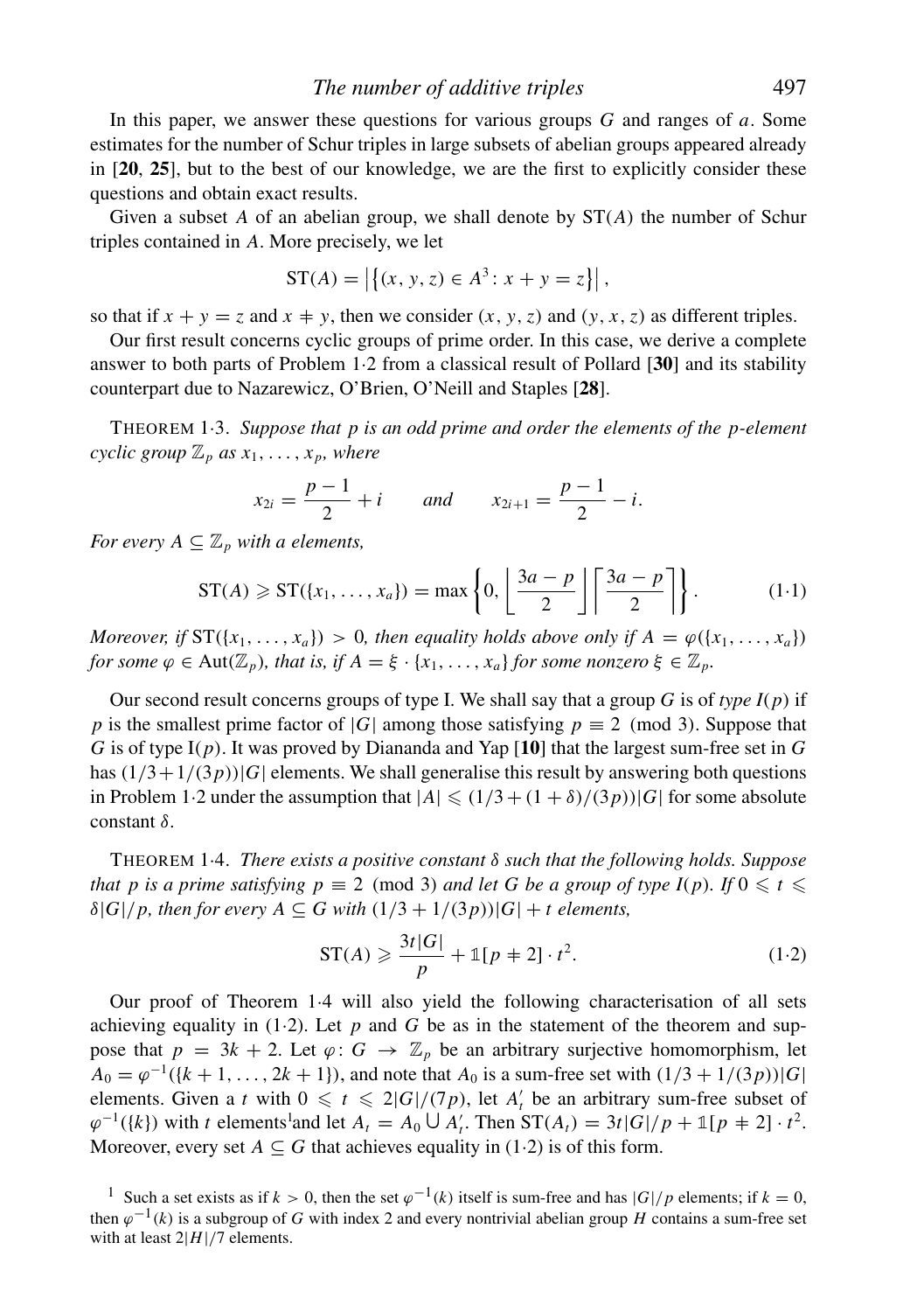In this paper, we answer these questions for various groups $G$ and ranges of $a$. Some estimates for the number of Schur triples in large subsets of abelian groups appeared already in [**20**, **25**], but to the best of our knowledge, we are the first to explicitly consider these questions and obtain exact results.

Given a subset $A$ of an abelian group, we shall denote by $\mathrm{ST}(A)$ the number of Schur triples contained in $A$. More precisely, we let

$$\mathrm{ST}(A) = \left|\left\{(x, y, z) \in A^3 : x + y = z\right\}\right|,$$

so that if $x + y = z$ and $x \neq y$, then we consider $(x, y, z)$ and $(y, x, z)$ as different triples.

Our first result concerns cyclic groups of prime order. In this case, we derive a complete answer to both parts of Problem 1·2 from a classical result of Pollard [**30**] and its stability counterpart due to Nazarewicz, O'Brien, O'Neill and Staples [**28**].

THEOREM 1·3. *Suppose that $p$ is an odd prime and order the elements of the $p$-element cyclic group $\mathbb{Z}_p$ as $x_1, \ldots, x_p$, where*

$$x_{2i} = \frac{p-1}{2} + i \qquad \text{and} \qquad x_{2i+1} = \frac{p-1}{2} - i.$$

*For every $A \subseteq \mathbb{Z}_p$ with $a$ elements,*

$$\mathrm{ST}(A) \geqslant \mathrm{ST}(\{x_1, \ldots, x_a\}) = \max\left\{0, \left\lfloor \frac{3a-p}{2} \right\rfloor \left\lceil \frac{3a-p}{2} \right\rceil\right\}. \tag{1·1}$$

*Moreover, if $\mathrm{ST}(\{x_1, \ldots, x_a\}) > 0$, then equality holds above only if $A = \varphi(\{x_1, \ldots, x_a\})$ for some $\varphi \in \mathrm{Aut}(\mathbb{Z}_p)$, that is, if $A = \xi \cdot \{x_1, \ldots, x_a\}$ for some nonzero $\xi \in \mathbb{Z}_p$.*

Our second result concerns groups of type I. We shall say that a group $G$ is of *type I($p$)* if $p$ is the smallest prime factor of $|G|$ among those satisfying $p \equiv 2 \pmod 3$. Suppose that $G$ is of type I($p$). It was proved by Diananda and Yap [**10**] that the largest sum-free set in $G$ has $(1/3 + 1/(3p))|G|$ elements. We shall generalise this result by answering both questions in Problem 1·2 under the assumption that $|A| \leqslant (1/3 + (1+\delta)/(3p))|G|$ for some absolute constant $\delta$.

THEOREM 1·4. *There exists a positive constant $\delta$ such that the following holds. Suppose that $p$ is a prime satisfying $p \equiv 2 \pmod 3$ and let $G$ be a group of type I($p$). If $0 \leqslant t \leqslant \delta|G|/p$, then for every $A \subseteq G$ with $(1/3 + 1/(3p))|G| + t$ elements,*

$$\mathrm{ST}(A) \geqslant \frac{3t|G|}{p} + \mathbb{1}[p \neq 2] \cdot t^2. \tag{1·2}$$

Our proof of Theorem 1·4 will also yield the following characterisation of all sets achieving equality in (1·2). Let $p$ and $G$ be as in the statement of the theorem and suppose that $p = 3k + 2$. Let $\varphi : G \to \mathbb{Z}_p$ be an arbitrary surjective homomorphism, let $A_0 = \varphi^{-1}(\{k+1, \ldots, 2k+1\})$, and note that $A_0$ is a sum-free set with $(1/3 + 1/(3p))|G|$ elements. Given a $t$ with $0 \leqslant t \leqslant 2|G|/(7p)$, let $A'_t$ be an arbitrary sum-free subset of $\varphi^{-1}(\{k\})$ with $t$ elements[1] and let $A_t = A_0 \cup A'_t$. Then $\mathrm{ST}(A_t) = 3t|G|/p + \mathbb{1}[p \neq 2] \cdot t^2$. Moreover, every set $A \subseteq G$ that achieves equality in (1·2) is of this form.

[1] Such a set exists as if $k > 0$, then the set $\varphi^{-1}(k)$ itself is sum-free and has $|G|/p$ elements; if $k = 0$, then $\varphi^{-1}(k)$ is a subgroup of $G$ with index 2 and every nontrivial abelian group $H$ contains a sum-free set with at least $2|H|/7$ elements.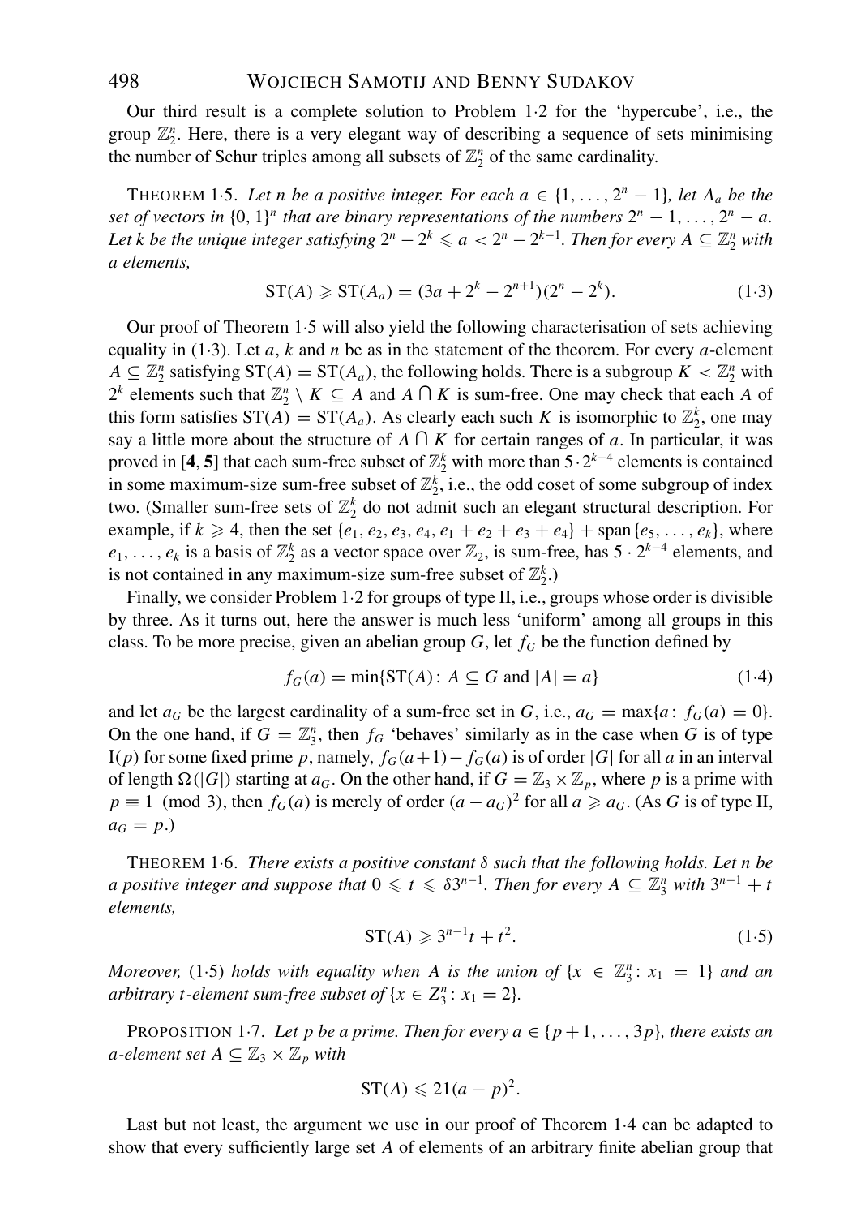Our third result is a complete solution to Problem 1·2 for the 'hypercube', i.e., the group $\mathbb{Z}_2^n$. Here, there is a very elegant way of describing a sequence of sets minimising the number of Schur triples among all subsets of $\mathbb{Z}_2^n$ of the same cardinality.

THEOREM 1·5. *Let $n$ be a positive integer. For each $a \in \{1, \ldots, 2^n - 1\}$, let $A_a$ be the set of vectors in $\{0, 1\}^n$ that are binary representations of the numbers $2^n - 1, \ldots, 2^n - a$. Let $k$ be the unique integer satisfying $2^n - 2^k \leqslant a < 2^n - 2^{k-1}$. Then for every $A \subseteq \mathbb{Z}_2^n$ with $a$ elements,*

$$\mathrm{ST}(A) \geqslant \mathrm{ST}(A_a) = (3a + 2^k - 2^{n+1})(2^n - 2^k). \tag{1·3}$$

Our proof of Theorem 1·5 will also yield the following characterisation of sets achieving equality in (1·3). Let $a$, $k$ and $n$ be as in the statement of the theorem. For every $a$-element $A \subseteq \mathbb{Z}_2^n$ satisfying $\mathrm{ST}(A) = \mathrm{ST}(A_a)$, the following holds. There is a subgroup $K < \mathbb{Z}_2^n$ with $2^k$ elements such that $\mathbb{Z}_2^n \setminus K \subseteq A$ and $A \cap K$ is sum-free. One may check that each $A$ of this form satisfies $\mathrm{ST}(A) = \mathrm{ST}(A_a)$. As clearly each such $K$ is isomorphic to $\mathbb{Z}_2^k$, one may say a little more about the structure of $A \cap K$ for certain ranges of $a$. In particular, it was proved in [**4**, **5**] that each sum-free subset of $\mathbb{Z}_2^k$ with more than $5 \cdot 2^{k-4}$ elements is contained in some maximum-size sum-free subset of $\mathbb{Z}_2^k$, i.e., the odd coset of some subgroup of index two. (Smaller sum-free sets of $\mathbb{Z}_2^k$ do not admit such an elegant structural description. For example, if $k \geqslant 4$, then the set $\{e_1, e_2, e_3, e_4, e_1 + e_2 + e_3 + e_4\} + \mathrm{span}\{e_5, \ldots, e_k\}$, where $e_1, \ldots, e_k$ is a basis of $\mathbb{Z}_2^k$ as a vector space over $\mathbb{Z}_2$, is sum-free, has $5 \cdot 2^{k-4}$ elements, and is not contained in any maximum-size sum-free subset of $\mathbb{Z}_2^k$.)

Finally, we consider Problem 1·2 for groups of type II, i.e., groups whose order is divisible by three. As it turns out, here the answer is much less 'uniform' among all groups in this class. To be more precise, given an abelian group $G$, let $f_G$ be the function defined by

$$f_G(a) = \min\{\mathrm{ST}(A) : A \subseteq G \text{ and } |A| = a\} \tag{1·4}$$

and let $a_G$ be the largest cardinality of a sum-free set in $G$, i.e., $a_G = \max\{a : f_G(a) = 0\}$. On the one hand, if $G = \mathbb{Z}_3^n$, then $f_G$ 'behaves' similarly as in the case when $G$ is of type I($p$) for some fixed prime $p$, namely, $f_G(a+1) - f_G(a)$ is of order $|G|$ for all $a$ in an interval of length $\Omega(|G|)$ starting at $a_G$. On the other hand, if $G = \mathbb{Z}_3 \times \mathbb{Z}_p$, where $p$ is a prime with $p \equiv 1 \pmod 3$, then $f_G(a)$ is merely of order $(a - a_G)^2$ for all $a \geqslant a_G$. (As $G$ is of type II, $a_G = p$.)

THEOREM 1·6. *There exists a positive constant $\delta$ such that the following holds. Let $n$ be a positive integer and suppose that $0 \leqslant t \leqslant \delta 3^{n-1}$. Then for every $A \subseteq \mathbb{Z}_3^n$ with $3^{n-1} + t$ elements,*

$$\mathrm{ST}(A) \geqslant 3^{n-1}t + t^2. \tag{1·5}$$

*Moreover,* (1·5) *holds with equality when $A$ is the union of $\{x \in \mathbb{Z}_3^n : x_1 = 1\}$ and an arbitrary $t$-element sum-free subset of $\{x \in Z_3^n : x_1 = 2\}$.*

PROPOSITION 1·7. *Let $p$ be a prime. Then for every $a \in \{p+1, \ldots, 3p\}$, there exists an $a$-element set $A \subseteq \mathbb{Z}_3 \times \mathbb{Z}_p$ with*

$$\mathrm{ST}(A) \leqslant 21(a - p)^2.$$

Last but not least, the argument we use in our proof of Theorem 1·4 can be adapted to show that every sufficiently large set $A$ of elements of an arbitrary finite abelian group that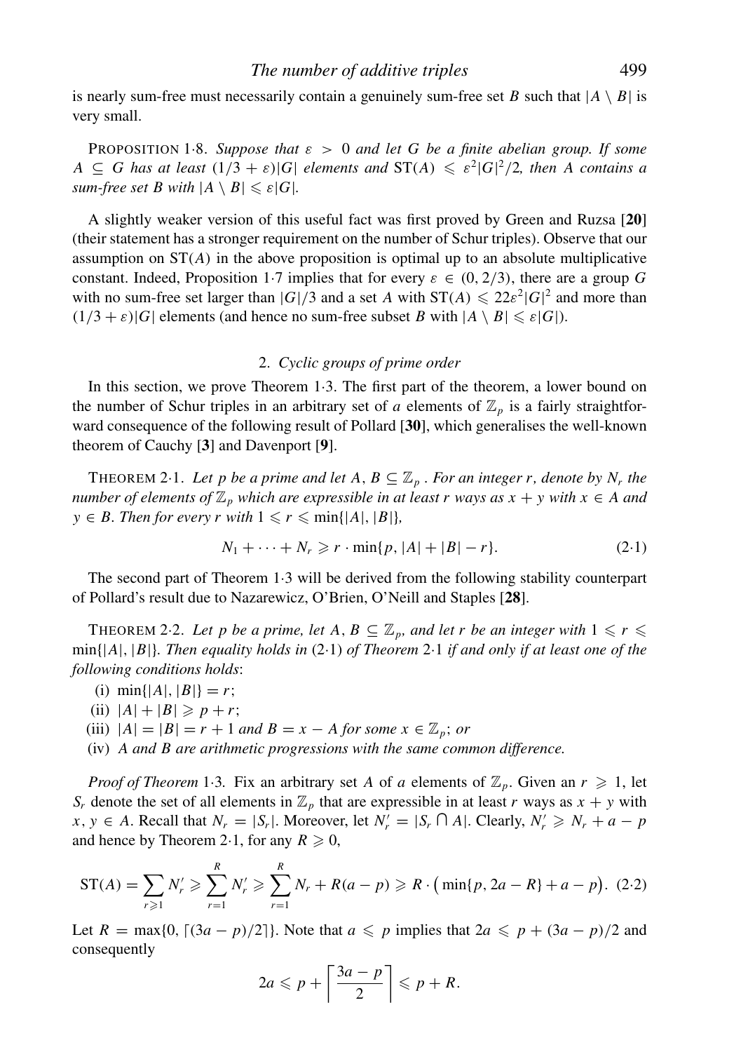is nearly sum-free must necessarily contain a genuinely sum-free set $B$ such that $|A \setminus B|$ is very small.

PROPOSITION 1·8. *Suppose that $\varepsilon > 0$ and let $G$ be a finite abelian group. If some $A \subseteq G$ has at least $(1/3 + \varepsilon)|G|$ elements and $\mathrm{ST}(A) \leqslant \varepsilon^2|G|^2/2$, then $A$ contains a sum-free set $B$ with $|A \setminus B| \leqslant \varepsilon|G|$.*

A slightly weaker version of this useful fact was first proved by Green and Ruzsa [**20**] (their statement has a stronger requirement on the number of Schur triples). Observe that our assumption on $\mathrm{ST}(A)$ in the above proposition is optimal up to an absolute multiplicative constant. Indeed, Proposition 1·7 implies that for every $\varepsilon \in (0, 2/3)$, there are a group $G$ with no sum-free set larger than $|G|/3$ and a set $A$ with $\mathrm{ST}(A) \leqslant 22\varepsilon^2|G|^2$ and more than $(1/3 + \varepsilon)|G|$ elements (and hence no sum-free subset $B$ with $|A \setminus B| \leqslant \varepsilon|G|$).

## 2. *Cyclic groups of prime order*

In this section, we prove Theorem 1·3. The first part of the theorem, a lower bound on the number of Schur triples in an arbitrary set of $a$ elements of $\mathbb{Z}_p$ is a fairly straightforward consequence of the following result of Pollard [**30**], which generalises the well-known theorem of Cauchy [**3**] and Davenport [**9**].

THEOREM 2·1. *Let $p$ be a prime and let $A, B \subseteq \mathbb{Z}_p$. For an integer $r$, denote by $N_r$ the number of elements of $\mathbb{Z}_p$ which are expressible in at least $r$ ways as $x + y$ with $x \in A$ and $y \in B$. Then for every $r$ with $1 \leqslant r \leqslant \min\{|A|, |B|\}$,*

$$N_1 + \cdots + N_r \geqslant r \cdot \min\{p, |A| + |B| - r\}. \qquad (2·1)$$

The second part of Theorem 1·3 will be derived from the following stability counterpart of Pollard's result due to Nazarewicz, O'Brien, O'Neill and Staples [**28**].

THEOREM 2·2. *Let $p$ be a prime, let $A, B \subseteq \mathbb{Z}_p$, and let $r$ be an integer with $1 \leqslant r \leqslant \min\{|A|, |B|\}$. Then equality holds in* (2·1) *of Theorem* 2·1 *if and only if at least one of the following conditions holds*:

(i) $\min\{|A|, |B|\} = r$;

(ii) $|A| + |B| \geqslant p + r$;

(iii) $|A| = |B| = r + 1$ *and* $B = x - A$ *for some* $x \in \mathbb{Z}_p$; *or*

(iv) *$A$ and $B$ are arithmetic progressions with the same common difference.*

*Proof of Theorem* 1·3. Fix an arbitrary set $A$ of $a$ elements of $\mathbb{Z}_p$. Given an $r \geqslant 1$, let $S_r$ denote the set of all elements in $\mathbb{Z}_p$ that are expressible in at least $r$ ways as $x + y$ with $x, y \in A$. Recall that $N_r = |S_r|$. Moreover, let $N'_r = |S_r \cap A|$. Clearly, $N'_r \geqslant N_r + a - p$ and hence by Theorem 2·1, for any $R \geqslant 0$,

$$\mathrm{ST}(A) = \sum_{r \geqslant 1} N'_r \geqslant \sum_{r=1}^{R} N'_r \geqslant \sum_{r=1}^{R} N_r + R(a - p) \geqslant R \cdot \big(\min\{p, 2a - R\} + a - p\big). \quad (2·2)$$

Let $R = \max\{0, \lceil (3a - p)/2 \rceil\}$. Note that $a \leqslant p$ implies that $2a \leqslant p + (3a - p)/2$ and consequently

$$2a \leqslant p + \left\lceil \frac{3a - p}{2} \right\rceil \leqslant p + R.$$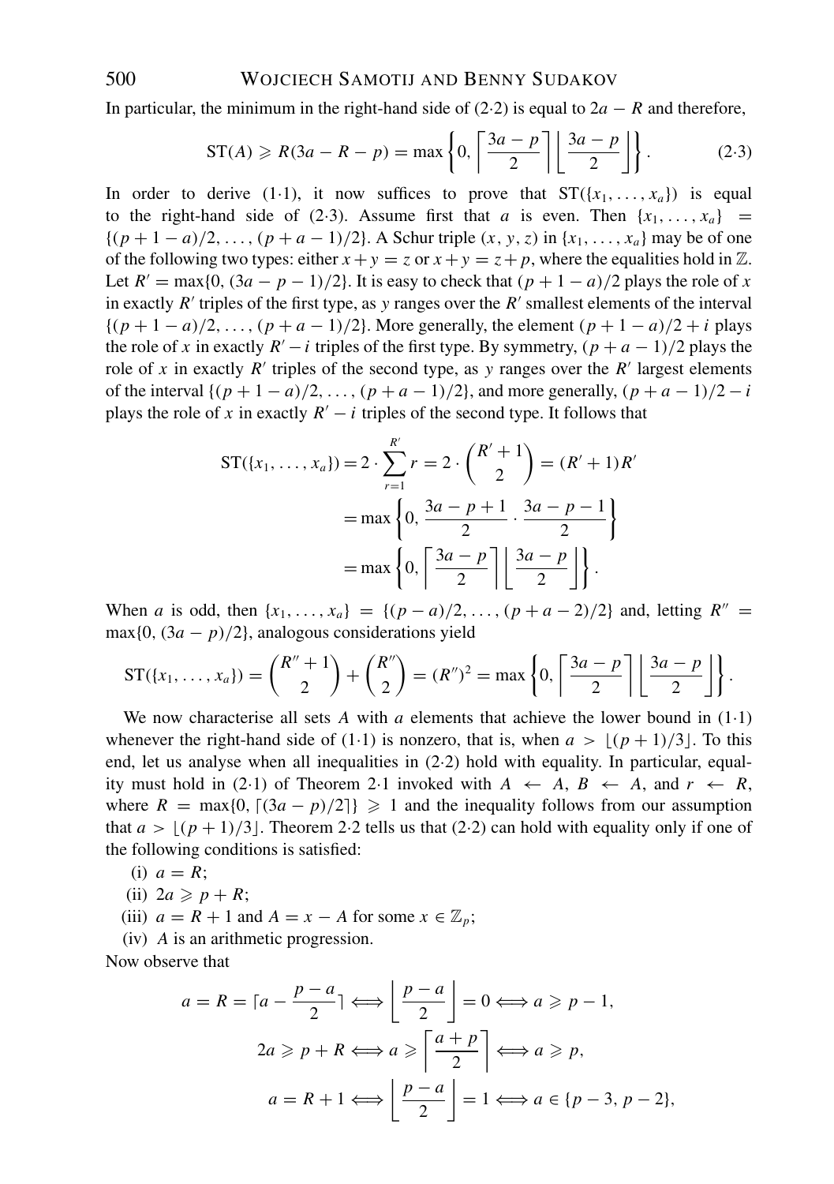In particular, the minimum in the right-hand side of (2·2) is equal to $2a - R$ and therefore,

$$\mathrm{ST}(A) \geqslant R(3a - R - p) = \max\left\{0, \left\lceil \frac{3a-p}{2} \right\rceil \left\lfloor \frac{3a-p}{2} \right\rfloor \right\}. \tag{2·3}$$

In order to derive (1·1), it now suffices to prove that $\mathrm{ST}(\{x_1, \ldots, x_a\})$ is equal to the right-hand side of (2·3). Assume first that $a$ is even. Then $\{x_1, \ldots, x_a\} = \{(p+1-a)/2, \ldots, (p+a-1)/2\}$. A Schur triple $(x, y, z)$ in $\{x_1, \ldots, x_a\}$ may be of one of the following two types: either $x + y = z$ or $x + y = z + p$, where the equalities hold in $\mathbb{Z}$. Let $R' = \max\{0, (3a - p - 1)/2\}$. It is easy to check that $(p + 1 - a)/2$ plays the role of $x$ in exactly $R'$ triples of the first type, as $y$ ranges over the $R'$ smallest elements of the interval $\{(p+1-a)/2, \ldots, (p+a-1)/2\}$. More generally, the element $(p+1-a)/2 + i$ plays the role of $x$ in exactly $R' - i$ triples of the first type. By symmetry, $(p + a - 1)/2$ plays the role of $x$ in exactly $R'$ triples of the second type, as $y$ ranges over the $R'$ largest elements of the interval $\{(p+1-a)/2, \ldots, (p+a-1)/2\}$, and more generally, $(p+a-1)/2 - i$ plays the role of $x$ in exactly $R' - i$ triples of the second type. It follows that

$$\begin{aligned}
\mathrm{ST}(\{x_1, \ldots, x_a\}) &= 2 \cdot \sum_{r=1}^{R'} r = 2 \cdot \binom{R'+1}{2} = (R'+1)R' \\
&= \max\left\{0, \frac{3a-p+1}{2} \cdot \frac{3a-p-1}{2}\right\} \\
&= \max\left\{0, \left\lceil \frac{3a-p}{2} \right\rceil \left\lfloor \frac{3a-p}{2} \right\rfloor \right\}.
\end{aligned}$$

When $a$ is odd, then $\{x_1, \ldots, x_a\} = \{(p-a)/2, \ldots, (p+a-2)/2\}$ and, letting $R'' = \max\{0, (3a-p)/2\}$, analogous considerations yield

$$\mathrm{ST}(\{x_1, \ldots, x_a\}) = \binom{R''+1}{2} + \binom{R''}{2} = (R'')^2 = \max\left\{0, \left\lceil \frac{3a-p}{2} \right\rceil \left\lfloor \frac{3a-p}{2} \right\rfloor \right\}.$$

We now characterise all sets $A$ with $a$ elements that achieve the lower bound in (1·1) whenever the right-hand side of (1·1) is nonzero, that is, when $a > \lfloor (p+1)/3 \rfloor$. To this end, let us analyse when all inequalities in (2·2) hold with equality. In particular, equality must hold in (2·1) of Theorem 2·1 invoked with $A \leftarrow A$, $B \leftarrow A$, and $r \leftarrow R$, where $R = \max\{0, \lceil (3a-p)/2 \rceil\} \geqslant 1$ and the inequality follows from our assumption that $a > \lfloor (p+1)/3 \rfloor$. Theorem 2·2 tells us that (2·2) can hold with equality only if one of the following conditions is satisfied:

(i) $a = R$;

(ii) $2a \geqslant p + R$;

(iii) $a = R + 1$ and $A = x - A$ for some $x \in \mathbb{Z}_p$;

(iv) $A$ is an arithmetic progression.

Now observe that

$$a = R = \left\lceil a - \frac{p-a}{2} \right\rceil \iff \left\lfloor \frac{p-a}{2} \right\rfloor = 0 \iff a \geqslant p - 1,$$

$$2a \geqslant p + R \iff a \geqslant \left\lceil \frac{a+p}{2} \right\rceil \iff a \geqslant p,$$

$$a = R + 1 \iff \left\lfloor \frac{p-a}{2} \right\rfloor = 1 \iff a \in \{p-3, p-2\},$$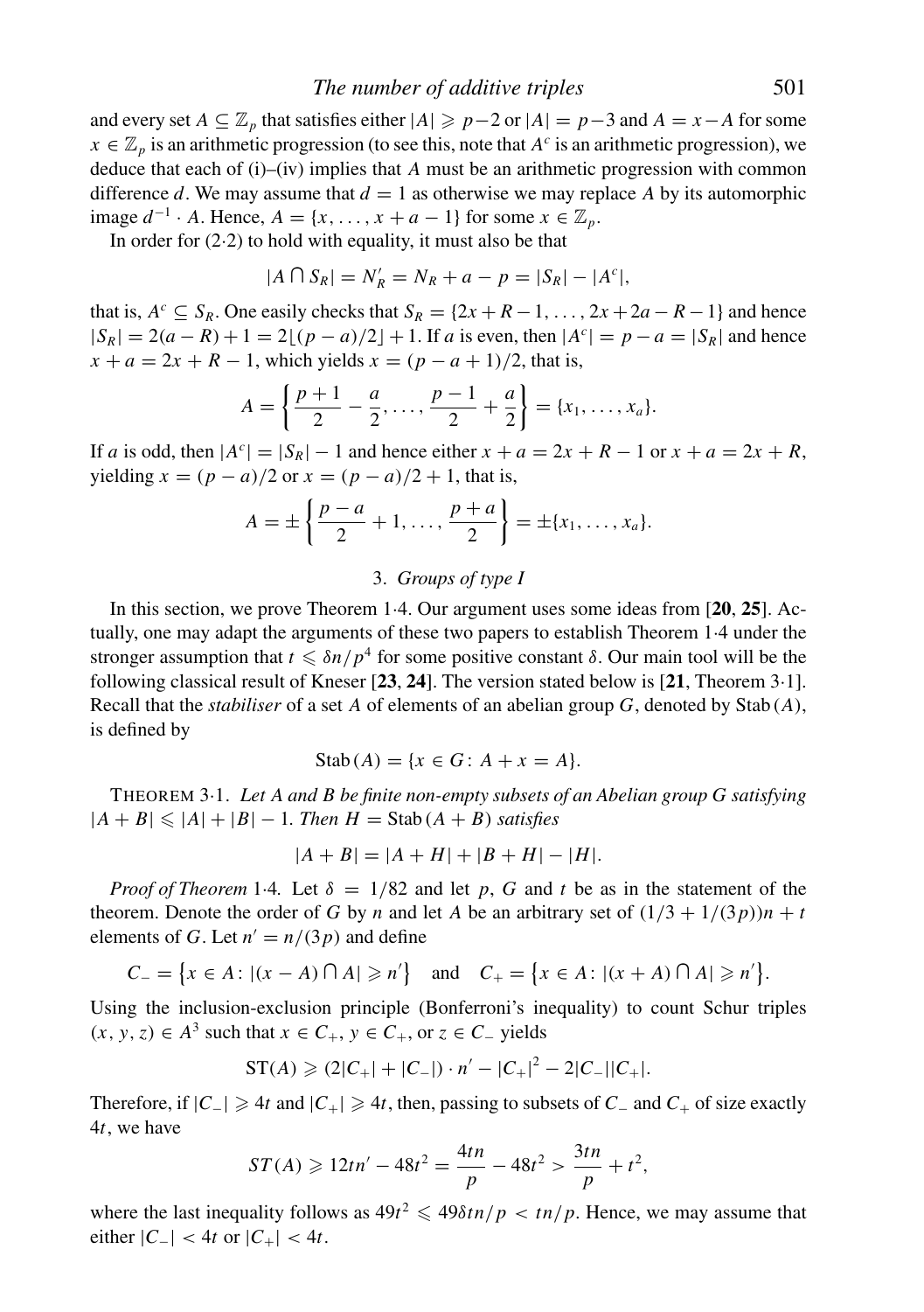and every set $A \subseteq \mathbb{Z}_p$ that satisfies either $|A| \geqslant p-2$ or $|A| = p-3$ and $A = x - A$ for some $x \in \mathbb{Z}_p$ is an arithmetic progression (to see this, note that $A^c$ is an arithmetic progression), we deduce that each of (i)–(iv) implies that $A$ must be an arithmetic progression with common difference $d$. We may assume that $d = 1$ as otherwise we may replace $A$ by its automorphic image $d^{-1} \cdot A$. Hence, $A = \{x, \dots, x + a - 1\}$ for some $x \in \mathbb{Z}_p$.

In order for (2·2) to hold with equality, it must also be that

$$|A \cap S_R| = N'_R = N_R + a - p = |S_R| - |A^c|,$$

that is, $A^c \subseteq S_R$. One easily checks that $S_R = \{2x + R - 1, \dots, 2x + 2a - R - 1\}$ and hence $|S_R| = 2(a - R) + 1 = 2\lfloor (p-a)/2 \rfloor + 1$. If $a$ is even, then $|A^c| = p - a = |S_R|$ and hence $x + a = 2x + R - 1$, which yields $x = (p - a + 1)/2$, that is,

$$A = \left\{ \frac{p+1}{2} - \frac{a}{2}, \dots, \frac{p-1}{2} + \frac{a}{2} \right\} = \{x_1, \dots, x_a\}.$$

If $a$ is odd, then $|A^c| = |S_R| - 1$ and hence either $x + a = 2x + R - 1$ or $x + a = 2x + R$, yielding $x = (p - a)/2$ or $x = (p - a)/2 + 1$, that is,

$$A = \pm \left\{ \frac{p-a}{2} + 1, \dots, \frac{p+a}{2} \right\} = \pm \{x_1, \dots, x_a\}.$$

## 3. *Groups of type I*

In this section, we prove Theorem 1·4. Our argument uses some ideas from [**20**, **25**]. Actually, one may adapt the arguments of these two papers to establish Theorem 1·4 under the stronger assumption that $t \leqslant \delta n/p^4$ for some positive constant $\delta$. Our main tool will be the following classical result of Kneser [**23**, **24**]. The version stated below is [**21**, Theorem 3·1]. Recall that the *stabiliser* of a set $A$ of elements of an abelian group $G$, denoted by $\mathrm{Stab}\,(A)$, is defined by

$$\mathrm{Stab}\,(A) = \{x \in G \colon A + x = A\}.$$

THEOREM 3·1. *Let $A$ and $B$ be finite non-empty subsets of an Abelian group $G$ satisfying $|A + B| \leqslant |A| + |B| - 1$. Then $H = \mathrm{Stab}\,(A + B)$ satisfies*

$$|A + B| = |A + H| + |B + H| - |H|.$$

*Proof of Theorem* 1·4. Let $\delta = 1/82$ and let $p$, $G$ and $t$ be as in the statement of the theorem. Denote the order of $G$ by $n$ and let $A$ be an arbitrary set of $(1/3 + 1/(3p))n + t$ elements of $G$. Let $n' = n/(3p)$ and define

$$C_- = \left\{ x \in A \colon |(x - A) \cap A| \geqslant n' \right\} \quad \text{and} \quad C_+ = \left\{ x \in A \colon |(x + A) \cap A| \geqslant n' \right\}.$$

Using the inclusion-exclusion principle (Bonferroni's inequality) to count Schur triples $(x, y, z) \in A^3$ such that $x \in C_+$, $y \in C_+$, or $z \in C_-$ yields

$$\mathrm{ST}(A) \geqslant (2|C_+| + |C_-|) \cdot n' - |C_+|^2 - 2|C_-||C_+|.$$

Therefore, if $|C_-| \geqslant 4t$ and $|C_+| \geqslant 4t$, then, passing to subsets of $C_-$ and $C_+$ of size exactly $4t$, we have

$$ST(A) \geqslant 12tn' - 48t^2 = \frac{4tn}{p} - 48t^2 > \frac{3tn}{p} + t^2,$$

where the last inequality follows as $49t^2 \leqslant 49\delta tn/p < tn/p$. Hence, we may assume that either $|C_-| < 4t$ or $|C_+| < 4t$.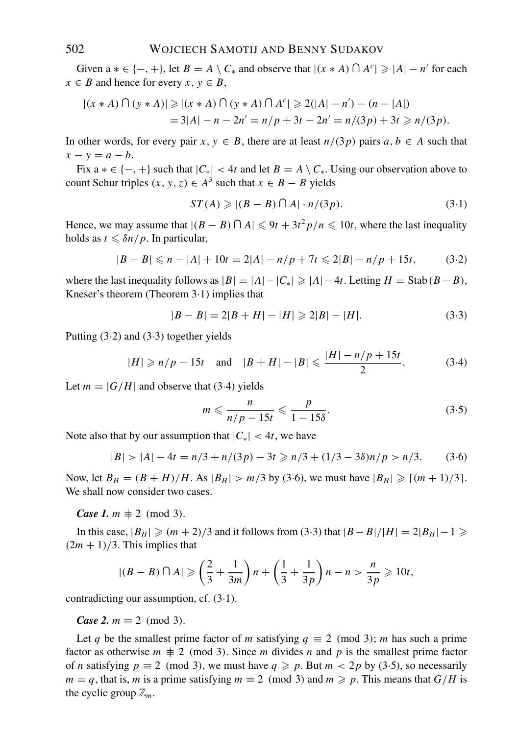Given a $* \in \{-, +\}$, let $B = A \setminus C_*$ and observe that $|(x * A) \cap A^c| \geqslant |A| - n'$ for each $x \in B$ and hence for every $x, y \in B$,

$$|(x * A) \cap (y * A)| \geqslant |(x * A) \cap (y * A) \cap A^c| \geqslant 2(|A| - n') - (n - |A|)$$
$$= 3|A| - n - 2n' = n/p + 3t - 2n' = n/(3p) + 3t \geqslant n/(3p).$$

In other words, for every pair $x, y \in B$, there are at least $n/(3p)$ pairs $a, b \in A$ such that $x - y = a - b$.

Fix a $* \in \{-, +\}$ such that $|C_*| < 4t$ and let $B = A \setminus C_*$. Using our observation above to count Schur triples $(x, y, z) \in A^3$ such that $x \in B - B$ yields

$$ST(A) \geqslant |(B - B) \cap A| \cdot n/(3p). \tag{3·1}$$

Hence, we may assume that $|(B - B) \cap A| \leqslant 9t + 3t^2 p/n \leqslant 10t$, where the last inequality holds as $t \leqslant \delta n/p$. In particular,

$$|B - B| \leqslant n - |A| + 10t = 2|A| - n/p + 7t \leqslant 2|B| - n/p + 15t, \tag{3·2}$$

where the last inequality follows as $|B| = |A| - |C_*| \geqslant |A| - 4t$. Letting $H = \mathrm{Stab}\,(B - B)$, Kneser's theorem (Theorem 3·1) implies that

$$|B - B| = 2|B + H| - |H| \geqslant 2|B| - |H|. \tag{3·3}$$

Putting (3·2) and (3·3) together yields

$$|H| \geqslant n/p - 15t \quad \text{and} \quad |B + H| - |B| \leqslant \frac{|H| - n/p + 15t}{2}. \tag{3·4}$$

Let $m = |G/H|$ and observe that (3·4) yields

$$m \leqslant \frac{n}{n/p - 15t} \leqslant \frac{p}{1 - 15\delta}. \tag{3·5}$$

Note also that by our assumption that $|C_*| < 4t$, we have

$$|B| > |A| - 4t = n/3 + n/(3p) - 3t \geqslant n/3 + (1/3 - 3\delta)n/p > n/3. \tag{3·6}$$

Now, let $B_H = (B + H)/H$. As $|B_H| > m/3$ by (3·6), we must have $|B_H| \geqslant \lceil (m + 1)/3 \rceil$. We shall now consider two cases.

***Case 1.*** $m \not\equiv 2 \pmod 3$.

In this case, $|B_H| \geqslant (m + 2)/3$ and it follows from (3·3) that $|B - B|/|H| = 2|B_H| - 1 \geqslant (2m + 1)/3$. This implies that

$$|(B - B) \cap A| \geqslant \left(\frac{2}{3} + \frac{1}{3m}\right) n + \left(\frac{1}{3} + \frac{1}{3p}\right) n - n > \frac{n}{3p} \geqslant 10t,$$

contradicting our assumption, cf. (3·1).

***Case 2.*** $m \equiv 2 \pmod 3$.

Let $q$ be the smallest prime factor of $m$ satisfying $q \equiv 2 \pmod 3$; $m$ has such a prime factor as otherwise $m \not\equiv 2 \pmod 3$. Since $m$ divides $n$ and $p$ is the smallest prime factor of $n$ satisfying $p \equiv 2 \pmod 3$, we must have $q \geqslant p$. But $m < 2p$ by (3·5), so necessarily $m = q$, that is, $m$ is a prime satisfying $m \equiv 2 \pmod 3$ and $m \geqslant p$. This means that $G/H$ is the cyclic group $\mathbb{Z}_m$.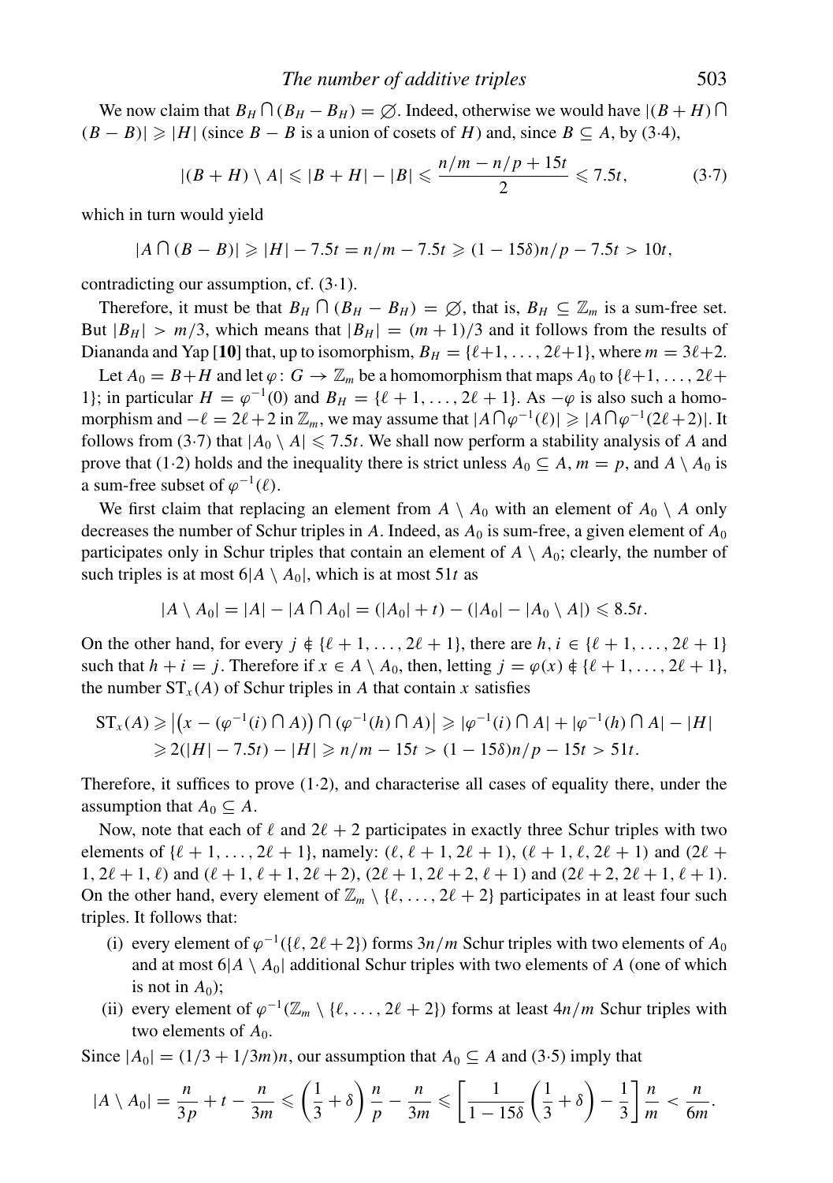We now claim that $B_H \cap (B_H - B_H) = \varnothing$. Indeed, otherwise we would have $|(B + H) \cap (B - B)| \geqslant |H|$ (since $B - B$ is a union of cosets of $H$) and, since $B \subseteq A$, by (3·4),

$$|(B + H) \setminus A| \leqslant |B + H| - |B| \leqslant \frac{n/m - n/p + 15t}{2} \leqslant 7.5t, \tag{3·7}$$

which in turn would yield

$$|A \cap (B - B)| \geqslant |H| - 7.5t = n/m - 7.5t \geqslant (1 - 15\delta)n/p - 7.5t > 10t,$$

contradicting our assumption, cf. (3·1).

Therefore, it must be that $B_H \cap (B_H - B_H) = \varnothing$, that is, $B_H \subseteq \mathbb{Z}_m$ is a sum-free set. But $|B_H| > m/3$, which means that $|B_H| = (m + 1)/3$ and it follows from the results of Diananda and Yap [**10**] that, up to isomorphism, $B_H = \{\ell+1, \ldots, 2\ell+1\}$, where $m = 3\ell+2$.

Let $A_0 = B+H$ and let $\varphi \colon G \to \mathbb{Z}_m$ be a homomorphism that maps $A_0$ to $\{\ell+1, \ldots, 2\ell+1\}$; in particular $H = \varphi^{-1}(0)$ and $B_H = \{\ell + 1, \ldots, 2\ell + 1\}$. As $-\varphi$ is also such a homomorphism and $-\ell = 2\ell + 2$ in $\mathbb{Z}_m$, we may assume that $|A \cap \varphi^{-1}(\ell)| \geqslant |A \cap \varphi^{-1}(2\ell + 2)|$. It follows from (3·7) that $|A_0 \setminus A| \leqslant 7.5t$. We shall now perform a stability analysis of $A$ and prove that (1·2) holds and the inequality there is strict unless $A_0 \subseteq A$, $m = p$, and $A \setminus A_0$ is a sum-free subset of $\varphi^{-1}(\ell)$.

We first claim that replacing an element from $A \setminus A_0$ with an element of $A_0 \setminus A$ only decreases the number of Schur triples in $A$. Indeed, as $A_0$ is sum-free, a given element of $A_0$ participates only in Schur triples that contain an element of $A \setminus A_0$; clearly, the number of such triples is at most $6|A \setminus A_0|$, which is at most $51t$ as

$$|A \setminus A_0| = |A| - |A \cap A_0| = (|A_0| + t) - (|A_0| - |A_0 \setminus A|) \leqslant 8.5t.$$

On the other hand, for every $j \notin \{\ell + 1, \ldots, 2\ell + 1\}$, there are $h, i \in \{\ell + 1, \ldots, 2\ell + 1\}$ such that $h + i = j$. Therefore if $x \in A \setminus A_0$, then, letting $j = \varphi(x) \notin \{\ell + 1, \ldots, 2\ell + 1\}$, the number $\mathrm{ST}_x(A)$ of Schur triples in $A$ that contain $x$ satisfies

$$\begin{aligned}
\mathrm{ST}_x(A) &\geqslant \left|\left(x - (\varphi^{-1}(i) \cap A)\right) \cap (\varphi^{-1}(h) \cap A)\right| \geqslant |\varphi^{-1}(i) \cap A| + |\varphi^{-1}(h) \cap A| - |H| \\
&\geqslant 2(|H| - 7.5t) - |H| \geqslant n/m - 15t > (1 - 15\delta)n/p - 15t > 51t.
\end{aligned}$$

Therefore, it suffices to prove (1·2), and characterise all cases of equality there, under the assumption that $A_0 \subseteq A$.

Now, note that each of $\ell$ and $2\ell + 2$ participates in exactly three Schur triples with two elements of $\{\ell + 1, \ldots, 2\ell + 1\}$, namely: $(\ell, \ell + 1, 2\ell + 1)$, $(\ell + 1, \ell, 2\ell + 1)$ and $(2\ell + 1, 2\ell + 1, \ell)$ and $(\ell + 1, \ell + 1, 2\ell + 2)$, $(2\ell + 1, 2\ell + 2, \ell + 1)$ and $(2\ell + 2, 2\ell + 1, \ell + 1)$. On the other hand, every element of $\mathbb{Z}_m \setminus \{\ell, \ldots, 2\ell + 2\}$ participates in at least four such triples. It follows that:

(i) every element of $\varphi^{-1}(\{\ell, 2\ell + 2\})$ forms $3n/m$ Schur triples with two elements of $A_0$ and at most $6|A \setminus A_0|$ additional Schur triples with two elements of $A$ (one of which is not in $A_0$);

(ii) every element of $\varphi^{-1}(\mathbb{Z}_m \setminus \{\ell, \ldots, 2\ell + 2\})$ forms at least $4n/m$ Schur triples with two elements of $A_0$.

Since $|A_0| = (1/3 + 1/3m)n$, our assumption that $A_0 \subseteq A$ and (3·5) imply that

$$|A \setminus A_0| = \frac{n}{3p} + t - \frac{n}{3m} \leqslant \left(\frac{1}{3} + \delta\right)\frac{n}{p} - \frac{n}{3m} \leqslant \left[\frac{1}{1 - 15\delta}\left(\frac{1}{3} + \delta\right) - \frac{1}{3}\right]\frac{n}{m} < \frac{n}{6m}.$$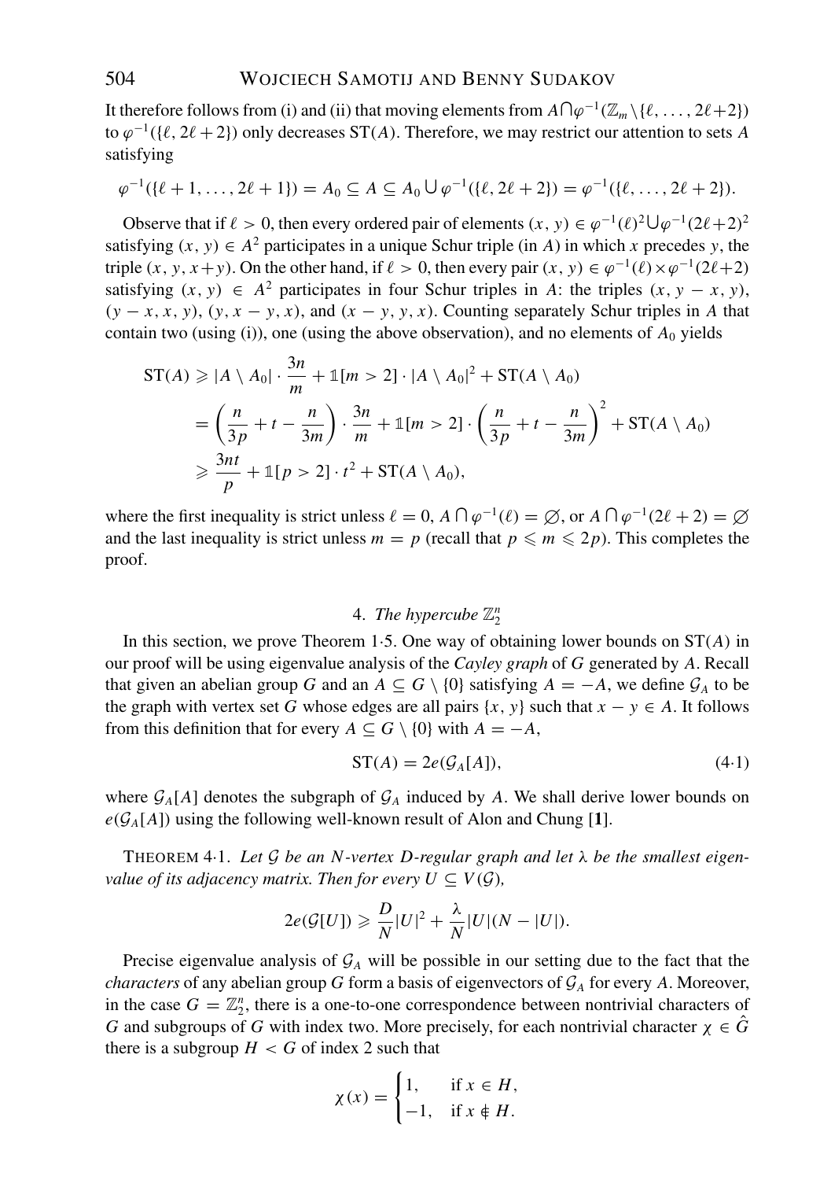It therefore follows from (i) and (ii) that moving elements from $A \cap \varphi^{-1}(\mathbb{Z}_m \setminus \{\ell, \dots, 2\ell+2\})$ to $\varphi^{-1}(\{\ell, 2\ell+2\})$ only decreases $\mathrm{ST}(A)$. Therefore, we may restrict our attention to sets $A$ satisfying

$$\varphi^{-1}(\{\ell+1, \dots, 2\ell+1\}) = A_0 \subseteq A \subseteq A_0 \cup \varphi^{-1}(\{\ell, 2\ell+2\}) = \varphi^{-1}(\{\ell, \dots, 2\ell+2\}).$$

Observe that if $\ell > 0$, then every ordered pair of elements $(x, y) \in \varphi^{-1}(\ell)^2 \cup \varphi^{-1}(2\ell+2)^2$ satisfying $(x, y) \in A^2$ participates in a unique Schur triple (in $A$) in which $x$ precedes $y$, the triple $(x, y, x+y)$. On the other hand, if $\ell > 0$, then every pair $(x, y) \in \varphi^{-1}(\ell) \times \varphi^{-1}(2\ell+2)$ satisfying $(x, y) \in A^2$ participates in four Schur triples in $A$: the triples $(x, y-x, y)$, $(y-x, x, y)$, $(y, x-y, x)$, and $(x-y, y, x)$. Counting separately Schur triples in $A$ that contain two (using (i)), one (using the above observation), and no elements of $A_0$ yields

$$\begin{aligned}
\mathrm{ST}(A) &\geqslant |A \setminus A_0| \cdot \frac{3n}{m} + \mathbb{1}[m > 2] \cdot |A \setminus A_0|^2 + \mathrm{ST}(A \setminus A_0) \\
&= \left(\frac{n}{3p} + t - \frac{n}{3m}\right) \cdot \frac{3n}{m} + \mathbb{1}[m > 2] \cdot \left(\frac{n}{3p} + t - \frac{n}{3m}\right)^2 + \mathrm{ST}(A \setminus A_0) \\
&\geqslant \frac{3nt}{p} + \mathbb{1}[p > 2] \cdot t^2 + \mathrm{ST}(A \setminus A_0),
\end{aligned}$$

where the first inequality is strict unless $\ell = 0$, $A \cap \varphi^{-1}(\ell) = \varnothing$, or $A \cap \varphi^{-1}(2\ell+2) = \varnothing$ and the last inequality is strict unless $m = p$ (recall that $p \leqslant m \leqslant 2p$). This completes the proof.

## 4. *The hypercube* $\mathbb{Z}_2^n$

In this section, we prove Theorem 1·5. One way of obtaining lower bounds on $\mathrm{ST}(A)$ in our proof will be using eigenvalue analysis of the *Cayley graph* of $G$ generated by $A$. Recall that given an abelian group $G$ and an $A \subseteq G \setminus \{0\}$ satisfying $A = -A$, we define $\mathcal{G}_A$ to be the graph with vertex set $G$ whose edges are all pairs $\{x, y\}$ such that $x - y \in A$. It follows from this definition that for every $A \subseteq G \setminus \{0\}$ with $A = -A$,

$$\mathrm{ST}(A) = 2e(\mathcal{G}_A[A]), \tag{4·1}$$

where $\mathcal{G}_A[A]$ denotes the subgraph of $\mathcal{G}_A$ induced by $A$. We shall derive lower bounds on $e(\mathcal{G}_A[A])$ using the following well-known result of Alon and Chung [**1**].

THEOREM 4·1. *Let $\mathcal{G}$ be an $N$-vertex $D$-regular graph and let $\lambda$ be the smallest eigenvalue of its adjacency matrix. Then for every $U \subseteq V(\mathcal{G})$,*

$$2e(\mathcal{G}[U]) \geqslant \frac{D}{N}|U|^2 + \frac{\lambda}{N}|U|(N - |U|).$$

Precise eigenvalue analysis of $\mathcal{G}_A$ will be possible in our setting due to the fact that the *characters* of any abelian group $G$ form a basis of eigenvectors of $\mathcal{G}_A$ for every $A$. Moreover, in the case $G = \mathbb{Z}_2^n$, there is a one-to-one correspondence between nontrivial characters of $G$ and subgroups of $G$ with index two. More precisely, for each nontrivial character $\chi \in \hat{G}$ there is a subgroup $H < G$ of index 2 such that

$$\chi(x) = \begin{cases} 1, & \text{if } x \in H, \\ -1, & \text{if } x \notin H. \end{cases}$$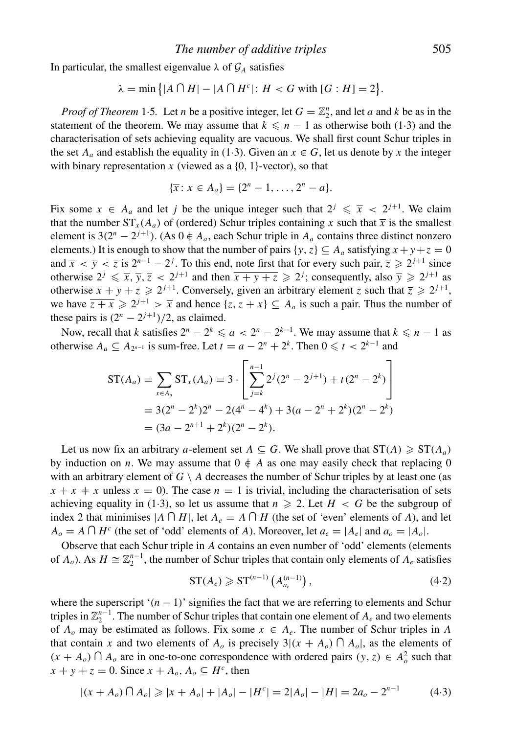In particular, the smallest eigenvalue $\lambda$ of $\mathcal{G}_A$ satisfies

$$\lambda = \min\{|A \cap H| - |A \cap H^c|: H < G \text{ with } [G : H] = 2\}.$$

*Proof of Theorem* 1·5. Let $n$ be a positive integer, let $G = \mathbb{Z}_2^n$, and let $a$ and $k$ be as in the statement of the theorem. We may assume that $k \leqslant n-1$ as otherwise both (1·3) and the characterisation of sets achieving equality are vacuous. We shall first count Schur triples in the set $A_a$ and establish the equality in (1·3). Given an $x \in G$, let us denote by $\overline{x}$ the integer with binary representation $x$ (viewed as a $\{0, 1\}$-vector), so that

$$\{\overline{x}: x \in A_a\} = \{2^n - 1, \ldots, 2^n - a\}.$$

Fix some $x \in A_a$ and let $j$ be the unique integer such that $2^j \leqslant \overline{x} < 2^{j+1}$. We claim that the number $\mathrm{ST}_x(A_a)$ of (ordered) Schur triples containing $x$ such that $\overline{x}$ is the smallest element is $3(2^n - 2^{j+1})$. (As $0 \notin A_a$, each Schur triple in $A_a$ contains three distinct nonzero elements.) It is enough to show that the number of pairs $\{y, z\} \subseteq A_a$ satisfying $x + y + z = 0$ and $\overline{x} < \overline{y} < \overline{z}$ is $2^{n-1} - 2^j$. To this end, note first that for every such pair, $\overline{z} \geqslant 2^{j+1}$ since otherwise $2^j \leqslant \overline{x}, \overline{y}, \overline{z} < 2^{j+1}$ and then $\overline{x+y+z} \geqslant 2^j$; consequently, also $\overline{y} \geqslant 2^{j+1}$ as otherwise $\overline{x+y+z} \geqslant 2^{j+1}$. Conversely, given an arbitrary element $z$ such that $\overline{z} \geqslant 2^{j+1}$, we have $\overline{z+x} \geqslant 2^{j+1} > \overline{x}$ and hence $\{z, z+x\} \subseteq A_a$ is such a pair. Thus the number of these pairs is $(2^n - 2^{j+1})/2$, as claimed.

Now, recall that $k$ satisfies $2^n - 2^k \leqslant a < 2^n - 2^{k-1}$. We may assume that $k \leqslant n-1$ as otherwise $A_a \subseteq A_{2^{n-1}}$ is sum-free. Let $t = a - 2^n + 2^k$. Then $0 \leqslant t < 2^{k-1}$ and

$$\begin{aligned}
\mathrm{ST}(A_a) = \sum_{x \in A_a} \mathrm{ST}_x(A_a) &= 3 \cdot \left[\sum_{j=k}^{n-1} 2^j(2^n - 2^{j+1}) + t(2^n - 2^k)\right] \\
&= 3(2^n - 2^k)2^n - 2(4^n - 4^k) + 3(a - 2^n + 2^k)(2^n - 2^k) \\
&= (3a - 2^{n+1} + 2^k)(2^n - 2^k).
\end{aligned}$$

Let us now fix an arbitrary $a$-element set $A \subseteq G$. We shall prove that $\mathrm{ST}(A) \geqslant \mathrm{ST}(A_a)$ by induction on $n$. We may assume that $0 \notin A$ as one may easily check that replacing 0 with an arbitrary element of $G \setminus A$ decreases the number of Schur triples by at least one (as $x + x \neq x$ unless $x = 0$). The case $n = 1$ is trivial, including the characterisation of sets achieving equality in (1·3), so let us assume that $n \geqslant 2$. Let $H < G$ be the subgroup of index 2 that minimises $|A \cap H|$, let $A_e = A \cap H$ (the set of 'even' elements of $A$), and let $A_o = A \cap H^c$ (the set of 'odd' elements of $A$). Moreover, let $a_e = |A_e|$ and $a_o = |A_o|$.

Observe that each Schur triple in $A$ contains an even number of 'odd' elements (elements of $A_o$). As $H \cong \mathbb{Z}_2^{n-1}$, the number of Schur triples that contain only elements of $A_e$ satisfies

$$\mathrm{ST}(A_e) \geqslant \mathrm{ST}^{(n-1)}\left(A_{a_e}^{(n-1)}\right), \tag{4·2}$$

where the superscript '$(n-1)$' signifies the fact that we are referring to elements and Schur triples in $\mathbb{Z}_2^{n-1}$. The number of Schur triples that contain one element of $A_e$ and two elements of $A_o$ may be estimated as follows. Fix some $x \in A_e$. The number of Schur triples in $A$ that contain $x$ and two elements of $A_o$ is precisely $3|(x + A_o) \cap A_o|$, as the elements of $(x + A_o) \cap A_o$ are in one-to-one correspondence with ordered pairs $(y, z) \in A_o^2$ such that $x + y + z = 0$. Since $x + A_o, A_o \subseteq H^c$, then

$$|(x + A_o) \cap A_o| \geqslant |x + A_o| + |A_o| - |H^c| = 2|A_o| - |H| = 2a_o - 2^{n-1} \tag{4·3}$$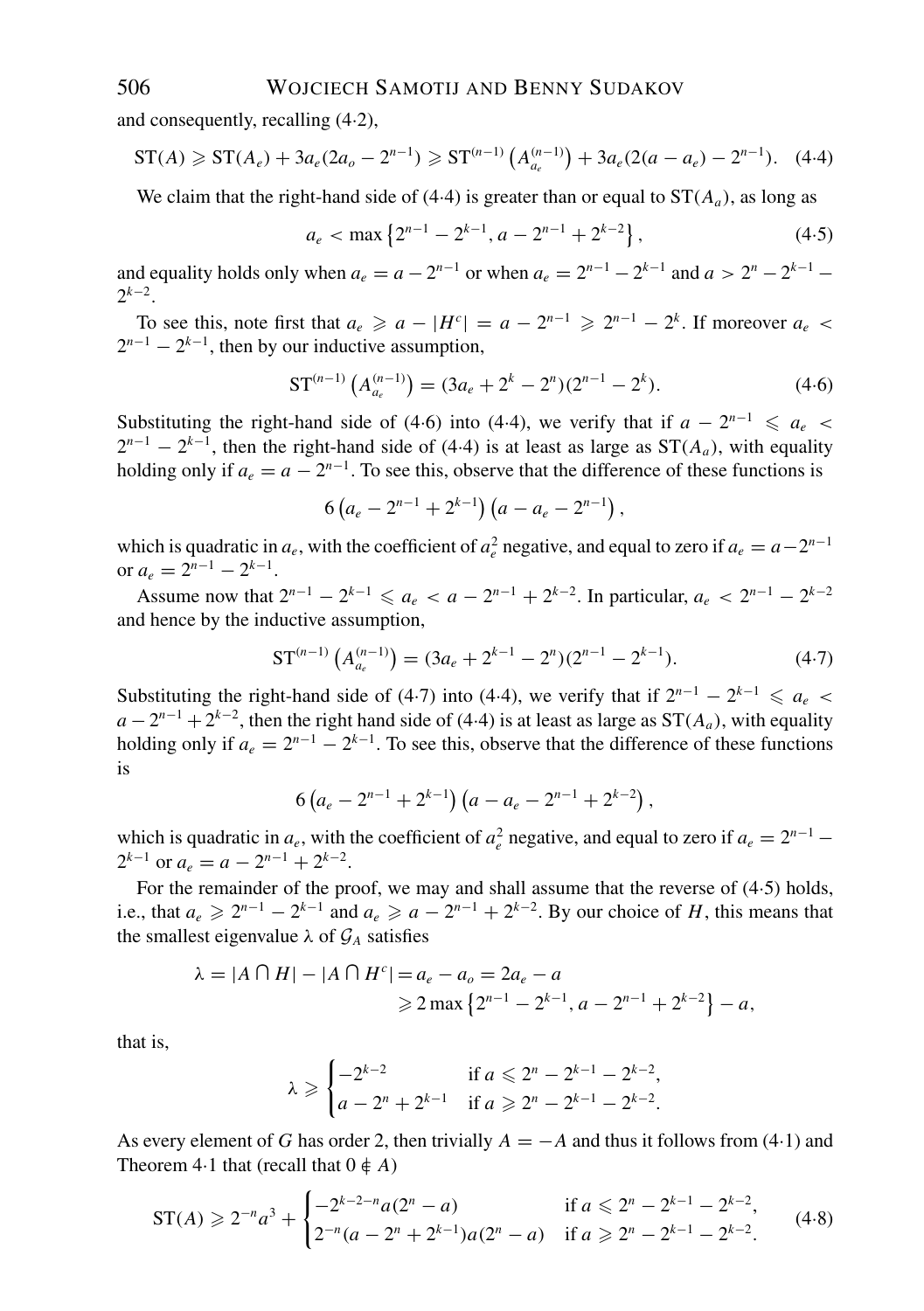and consequently, recalling (4·2),

$$\mathrm{ST}(A) \geqslant \mathrm{ST}(A_e) + 3a_e(2a_o - 2^{n-1}) \geqslant \mathrm{ST}^{(n-1)}\left(A_{a_e}^{(n-1)}\right) + 3a_e(2(a-a_e) - 2^{n-1}). \quad (4\cdot4)$$

We claim that the right-hand side of (4·4) is greater than or equal to $\mathrm{ST}(A_a)$, as long as

$$a_e < \max\left\{2^{n-1} - 2^{k-1}, a - 2^{n-1} + 2^{k-2}\right\}, \quad (4\cdot5)$$

and equality holds only when $a_e = a - 2^{n-1}$ or when $a_e = 2^{n-1} - 2^{k-1}$ and $a > 2^n - 2^{k-1} - 2^{k-2}$.

To see this, note first that $a_e \geqslant a - |H^c| = a - 2^{n-1} \geqslant 2^{n-1} - 2^k$. If moreover $a_e < 2^{n-1} - 2^{k-1}$, then by our inductive assumption,

$$\mathrm{ST}^{(n-1)}\left(A_{a_e}^{(n-1)}\right) = (3a_e + 2^k - 2^n)(2^{n-1} - 2^k). \quad (4\cdot6)$$

Substituting the right-hand side of (4·6) into (4·4), we verify that if $a - 2^{n-1} \leqslant a_e < 2^{n-1} - 2^{k-1}$, then the right-hand side of (4·4) is at least as large as $\mathrm{ST}(A_a)$, with equality holding only if $a_e = a - 2^{n-1}$. To see this, observe that the difference of these functions is

$$6\left(a_e - 2^{n-1} + 2^{k-1}\right)\left(a - a_e - 2^{n-1}\right),$$

which is quadratic in $a_e$, with the coefficient of $a_e^2$ negative, and equal to zero if $a_e = a - 2^{n-1}$ or $a_e = 2^{n-1} - 2^{k-1}$.

Assume now that $2^{n-1} - 2^{k-1} \leqslant a_e < a - 2^{n-1} + 2^{k-2}$. In particular, $a_e < 2^{n-1} - 2^{k-2}$ and hence by the inductive assumption,

$$\mathrm{ST}^{(n-1)}\left(A_{a_e}^{(n-1)}\right) = (3a_e + 2^{k-1} - 2^n)(2^{n-1} - 2^{k-1}). \quad (4\cdot7)$$

Substituting the right-hand side of (4·7) into (4·4), we verify that if $2^{n-1} - 2^{k-1} \leqslant a_e < a - 2^{n-1} + 2^{k-2}$, then the right hand side of (4·4) is at least as large as $\mathrm{ST}(A_a)$, with equality holding only if $a_e = 2^{n-1} - 2^{k-1}$. To see this, observe that the difference of these functions is

$$6\left(a_e - 2^{n-1} + 2^{k-1}\right)\left(a - a_e - 2^{n-1} + 2^{k-2}\right),$$

which is quadratic in $a_e$, with the coefficient of $a_e^2$ negative, and equal to zero if $a_e = 2^{n-1} - 2^{k-1}$ or $a_e = a - 2^{n-1} + 2^{k-2}$.

For the remainder of the proof, we may and shall assume that the reverse of (4·5) holds, i.e., that $a_e \geqslant 2^{n-1} - 2^{k-1}$ and $a_e \geqslant a - 2^{n-1} + 2^{k-2}$. By our choice of $H$, this means that the smallest eigenvalue $\lambda$ of $\mathcal{G}_A$ satisfies

$$\begin{aligned}\lambda = |A \cap H| - |A \cap H^c| &= a_e - a_o = 2a_e - a \\ &\geqslant 2\max\left\{2^{n-1} - 2^{k-1}, a - 2^{n-1} + 2^{k-2}\right\} - a,\end{aligned}$$

that is,

$$\lambda \geqslant \begin{cases} -2^{k-2} & \text{if } a \leqslant 2^n - 2^{k-1} - 2^{k-2}, \\ a - 2^n + 2^{k-1} & \text{if } a \geqslant 2^n - 2^{k-1} - 2^{k-2}. \end{cases}$$

As every element of $G$ has order 2, then trivially $A = -A$ and thus it follows from (4·1) and Theorem 4·1 that (recall that $0 \notin A$)

$$\mathrm{ST}(A) \geqslant 2^{-n}a^3 + \begin{cases} -2^{k-2-n}a(2^n - a) & \text{if } a \leqslant 2^n - 2^{k-1} - 2^{k-2}, \\ 2^{-n}(a - 2^n + 2^{k-1})a(2^n - a) & \text{if } a \geqslant 2^n - 2^{k-1} - 2^{k-2}. \end{cases} \quad (4\cdot8)$$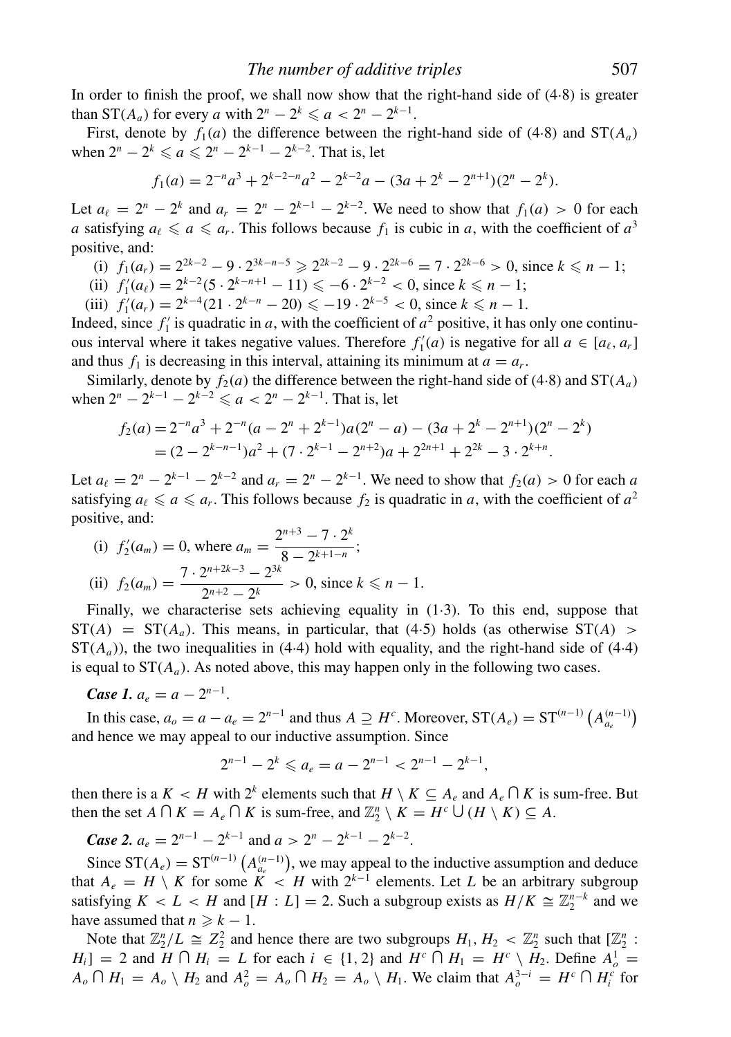In order to finish the proof, we shall now show that the right-hand side of (4·8) is greater than $\mathrm{ST}(A_a)$ for every $a$ with $2^n - 2^k \leqslant a < 2^n - 2^{k-1}$.

First, denote by $f_1(a)$ the difference between the right-hand side of (4·8) and $\mathrm{ST}(A_a)$ when $2^n - 2^k \leqslant a \leqslant 2^n - 2^{k-1} - 2^{k-2}$. That is, let

$$f_1(a) = 2^{-n}a^3 + 2^{k-2-n}a^2 - 2^{k-2}a - (3a + 2^k - 2^{n+1})(2^n - 2^k).$$

Let $a_\ell = 2^n - 2^k$ and $a_r = 2^n - 2^{k-1} - 2^{k-2}$. We need to show that $f_1(a) > 0$ for each $a$ satisfying $a_\ell \leqslant a \leqslant a_r$. This follows because $f_1$ is cubic in $a$, with the coefficient of $a^3$ positive, and:

(i) $f_1(a_r) = 2^{2k-2} - 9 \cdot 2^{3k-n-5} \geqslant 2^{2k-2} - 9 \cdot 2^{2k-6} = 7 \cdot 2^{2k-6} > 0$, since $k \leqslant n-1$;

(ii) $f_1'(a_\ell) = 2^{k-2}(5 \cdot 2^{k-n+1} - 11) \leqslant -6 \cdot 2^{k-2} < 0$, since $k \leqslant n-1$;

(iii) $f_1'(a_r) = 2^{k-4}(21 \cdot 2^{k-n} - 20) \leqslant -19 \cdot 2^{k-5} < 0$, since $k \leqslant n-1$.

Indeed, since $f_1'$ is quadratic in $a$, with the coefficient of $a^2$ positive, it has only one continuous interval where it takes negative values. Therefore $f_1'(a)$ is negative for all $a \in [a_\ell, a_r]$ and thus $f_1$ is decreasing in this interval, attaining its minimum at $a = a_r$.

Similarly, denote by $f_2(a)$ the difference between the right-hand side of (4·8) and $\mathrm{ST}(A_a)$ when $2^n - 2^{k-1} - 2^{k-2} \leqslant a < 2^n - 2^{k-1}$. That is, let

$$\begin{aligned} f_2(a) &= 2^{-n}a^3 + 2^{-n}(a - 2^n + 2^{k-1})a(2^n - a) - (3a + 2^k - 2^{n+1})(2^n - 2^k) \\ &= (2 - 2^{k-n-1})a^2 + (7 \cdot 2^{k-1} - 2^{n+2})a + 2^{2n+1} + 2^{2k} - 3 \cdot 2^{k+n}. \end{aligned}$$

Let $a_\ell = 2^n - 2^{k-1} - 2^{k-2}$ and $a_r = 2^n - 2^{k-1}$. We need to show that $f_2(a) > 0$ for each $a$ satisfying $a_\ell \leqslant a \leqslant a_r$. This follows because $f_2$ is quadratic in $a$, with the coefficient of $a^2$ positive, and:

(i) $f_2'(a_m) = 0$, where $a_m = \dfrac{2^{n+3} - 7 \cdot 2^k}{8 - 2^{k+1-n}}$;

(ii) $f_2(a_m) = \dfrac{7 \cdot 2^{n+2k-3} - 2^{3k}}{2^{n+2} - 2^k} > 0$, since $k \leqslant n-1$.

Finally, we characterise sets achieving equality in (1·3). To this end, suppose that $\mathrm{ST}(A) = \mathrm{ST}(A_a)$. This means, in particular, that (4·5) holds (as otherwise $\mathrm{ST}(A) > \mathrm{ST}(A_a)$), the two inequalities in (4·4) hold with equality, and the right-hand side of (4·4) is equal to $\mathrm{ST}(A_a)$. As noted above, this may happen only in the following two cases.

***Case 1.*** $a_e = a - 2^{n-1}$.

In this case, $a_o = a - a_e = 2^{n-1}$ and thus $A \supseteq H^c$. Moreover, $\mathrm{ST}(A_e) = \mathrm{ST}^{(n-1)}\left(A_{a_e}^{(n-1)}\right)$ and hence we may appeal to our inductive assumption. Since

$$2^{n-1} - 2^k \leqslant a_e = a - 2^{n-1} < 2^{n-1} - 2^{k-1},$$

then there is a $K < H$ with $2^k$ elements such that $H \setminus K \subseteq A_e$ and $A_e \cap K$ is sum-free. But then the set $A \cap K = A_e \cap K$ is sum-free, and $\mathbb{Z}_2^n \setminus K = H^c \cup (H \setminus K) \subseteq A$.

***Case 2.*** $a_e = 2^{n-1} - 2^{k-1}$ and $a > 2^n - 2^{k-1} - 2^{k-2}$.

Since $\mathrm{ST}(A_e) = \mathrm{ST}^{(n-1)}\left(A_{a_e}^{(n-1)}\right)$, we may appeal to the inductive assumption and deduce that $A_e = H \setminus K$ for some $K < H$ with $2^{k-1}$ elements. Let $L$ be an arbitrary subgroup satisfying $K < L < H$ and $[H : L] = 2$. Such a subgroup exists as $H/K \cong \mathbb{Z}_2^{n-k}$ and we have assumed that $n \geqslant k - 1$.

Note that $\mathbb{Z}_2^n/L \cong Z_2^2$ and hence there are two subgroups $H_1, H_2 < \mathbb{Z}_2^n$ such that $[\mathbb{Z}_2^n : H_i] = 2$ and $H \cap H_i = L$ for each $i \in \{1, 2\}$ and $H^c \cap H_1 = H^c \setminus H_2$. Define $A_o^1 = A_o \cap H_1 = A_o \setminus H_2$ and $A_o^2 = A_o \cap H_2 = A_o \setminus H_1$. We claim that $A_o^{3-i} = H^c \cap H_i^c$ for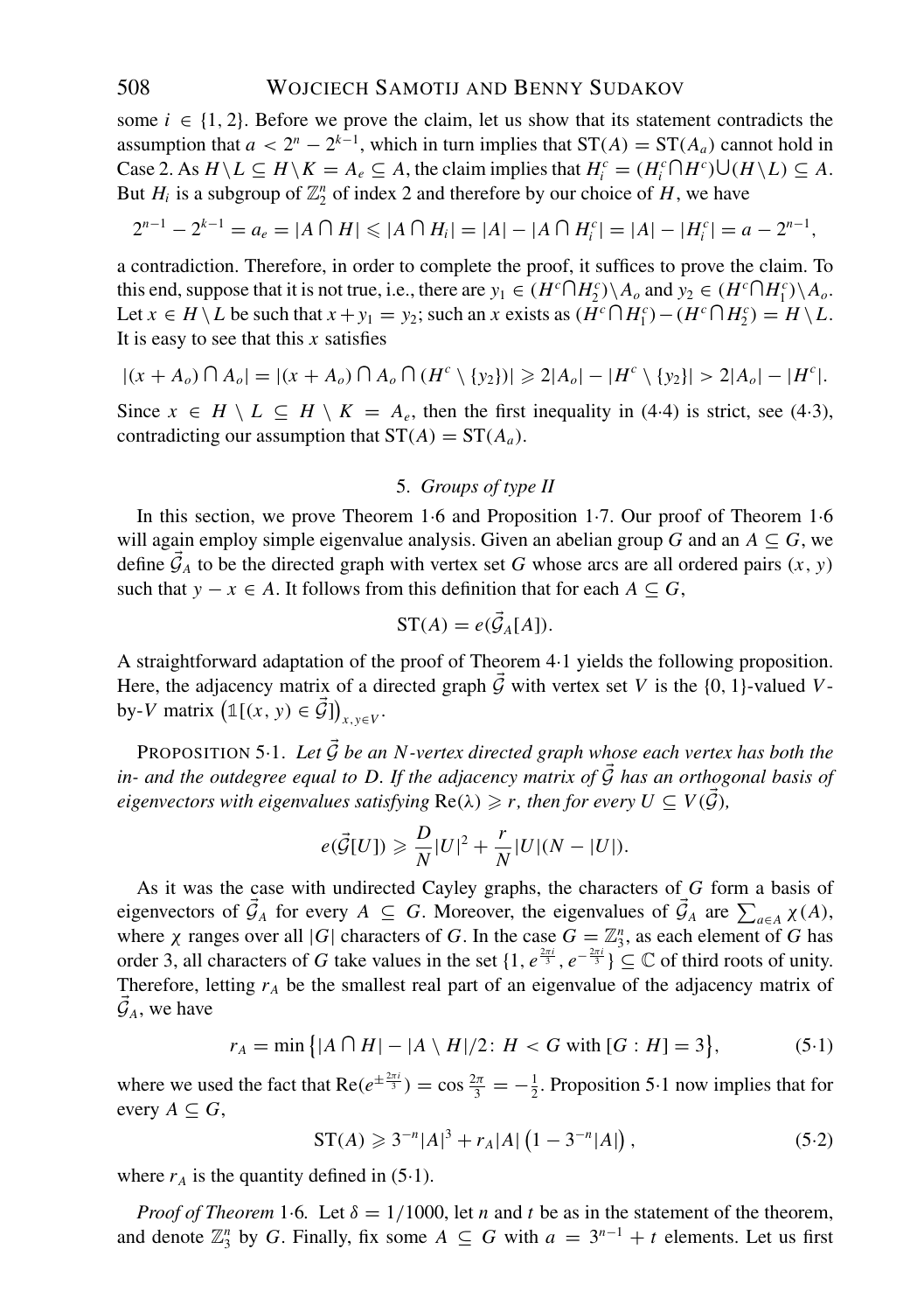some $i \in \{1, 2\}$. Before we prove the claim, let us show that its statement contradicts the assumption that $a < 2^n - 2^{k-1}$, which in turn implies that $\mathrm{ST}(A) = \mathrm{ST}(A_a)$ cannot hold in Case 2. As $H \setminus L \subseteq H \setminus K = A_e \subseteq A$, the claim implies that $H_i^c = (H_i^c \cap H^c) \cup (H \setminus L) \subseteq A$. But $H_i$ is a subgroup of $\mathbb{Z}_2^n$ of index 2 and therefore by our choice of $H$, we have

$$2^{n-1} - 2^{k-1} = a_e = |A \cap H| \leqslant |A \cap H_i| = |A| - |A \cap H_i^c| = |A| - |H_i^c| = a - 2^{n-1},$$

a contradiction. Therefore, in order to complete the proof, it suffices to prove the claim. To this end, suppose that it is not true, i.e., there are $y_1 \in (H^c \cap H_2^c) \setminus A_o$ and $y_2 \in (H^c \cap H_1^c) \setminus A_o$. Let $x \in H \setminus L$ be such that $x + y_1 = y_2$; such an $x$ exists as $(H^c \cap H_1^c) - (H^c \cap H_2^c) = H \setminus L$. It is easy to see that this $x$ satisfies

$$|(x + A_o) \cap A_o| = |(x + A_o) \cap A_o \cap (H^c \setminus \{y_2\})| \geqslant 2|A_o| - |H^c \setminus \{y_2\}| > 2|A_o| - |H^c|.$$

Since $x \in H \setminus L \subseteq H \setminus K = A_e$, then the first inequality in (4·4) is strict, see (4·3), contradicting our assumption that $\mathrm{ST}(A) = \mathrm{ST}(A_a)$.

## 5. *Groups of type II*

In this section, we prove Theorem 1·6 and Proposition 1·7. Our proof of Theorem 1·6 will again employ simple eigenvalue analysis. Given an abelian group $G$ and an $A \subseteq G$, we define $\vec{\mathcal{G}}_A$ to be the directed graph with vertex set $G$ whose arcs are all ordered pairs $(x, y)$ such that $y - x \in A$. It follows from this definition that for each $A \subseteq G$,

$$\mathrm{ST}(A) = e(\vec{\mathcal{G}}_A[A]).$$

A straightforward adaptation of the proof of Theorem 4·1 yields the following proposition. Here, the adjacency matrix of a directed graph $\vec{\mathcal{G}}$ with vertex set $V$ is the $\{0, 1\}$-valued $V$-by-$V$ matrix $\left(\mathbb{1}[(x, y) \in \vec{\mathcal{G}}]\right)_{x,y \in V}$.

PROPOSITION 5·1. *Let $\vec{\mathcal{G}}$ be an $N$-vertex directed graph whose each vertex has both the in- and the outdegree equal to $D$. If the adjacency matrix of $\vec{\mathcal{G}}$ has an orthogonal basis of eigenvectors with eigenvalues satisfying $\mathrm{Re}(\lambda) \geqslant r$, then for every $U \subseteq V(\vec{\mathcal{G}})$,*

$$e(\vec{\mathcal{G}}[U]) \geqslant \frac{D}{N}|U|^2 + \frac{r}{N}|U|(N - |U|).$$

As it was the case with undirected Cayley graphs, the characters of $G$ form a basis of eigenvectors of $\vec{\mathcal{G}}_A$ for every $A \subseteq G$. Moreover, the eigenvalues of $\vec{\mathcal{G}}_A$ are $\sum_{a \in A} \chi(A)$, where $\chi$ ranges over all $|G|$ characters of $G$. In the case $G = \mathbb{Z}_3^n$, as each element of $G$ has order 3, all characters of $G$ take values in the set $\{1, e^{\frac{2\pi i}{3}}, e^{-\frac{2\pi i}{3}}\} \subseteq \mathbb{C}$ of third roots of unity. Therefore, letting $r_A$ be the smallest real part of an eigenvalue of the adjacency matrix of $\vec{\mathcal{G}}_A$, we have

$$r_A = \min\left\{|A \cap H| - |A \setminus H|/2 : H < G \text{ with } [G : H] = 3\right\}, \tag{5·1}$$

where we used the fact that $\mathrm{Re}(e^{\pm\frac{2\pi i}{3}}) = \cos\frac{2\pi}{3} = -\frac{1}{2}$. Proposition 5·1 now implies that for every $A \subseteq G$,

$$\mathrm{ST}(A) \geqslant 3^{-n}|A|^3 + r_A|A|\left(1 - 3^{-n}|A|\right), \tag{5·2}$$

where $r_A$ is the quantity defined in (5·1).

*Proof of Theorem* 1·6. Let $\delta = 1/1000$, let $n$ and $t$ be as in the statement of the theorem, and denote $\mathbb{Z}_3^n$ by $G$. Finally, fix some $A \subseteq G$ with $a = 3^{n-1} + t$ elements. Let us first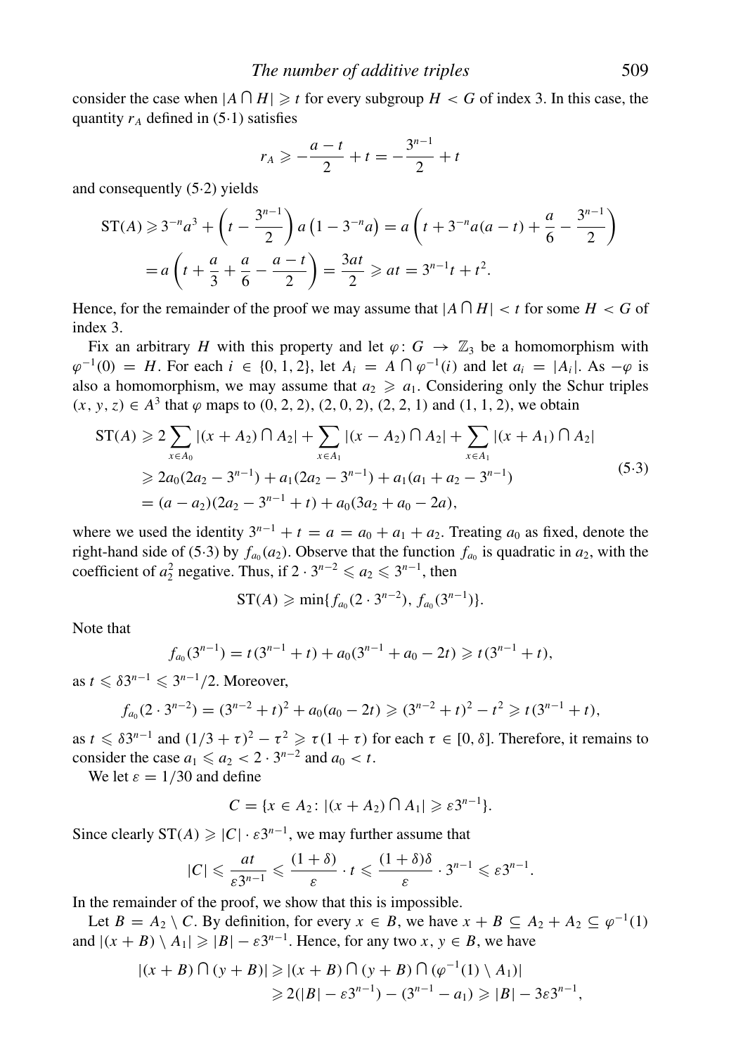consider the case when $|A \cap H| \geqslant t$ for every subgroup $H < G$ of index 3. In this case, the quantity $r_A$ defined in (5·1) satisfies

$$r_A \geqslant -\frac{a-t}{2} + t = -\frac{3^{n-1}}{2} + t$$

and consequently (5·2) yields

$$\begin{aligned}
\mathrm{ST}(A) &\geqslant 3^{-n}a^3 + \left(t - \frac{3^{n-1}}{2}\right) a\left(1 - 3^{-n}a\right) = a\left(t + 3^{-n}a(a-t) + \frac{a}{6} - \frac{3^{n-1}}{2}\right) \\
&= a\left(t + \frac{a}{3} + \frac{a}{6} - \frac{a-t}{2}\right) = \frac{3at}{2} \geqslant at = 3^{n-1}t + t^2.
\end{aligned}$$

Hence, for the remainder of the proof we may assume that $|A \cap H| < t$ for some $H < G$ of index 3.

Fix an arbitrary $H$ with this property and let $\varphi\colon G \to \mathbb{Z}_3$ be a homomorphism with $\varphi^{-1}(0) = H$. For each $i \in \{0, 1, 2\}$, let $A_i = A \cap \varphi^{-1}(i)$ and let $a_i = |A_i|$. As $-\varphi$ is also a homomorphism, we may assume that $a_2 \geqslant a_1$. Considering only the Schur triples $(x, y, z) \in A^3$ that $\varphi$ maps to $(0, 2, 2)$, $(2, 0, 2)$, $(2, 2, 1)$ and $(1, 1, 2)$, we obtain

$$\begin{aligned}
\mathrm{ST}(A) &\geqslant 2\sum_{x \in A_0} |(x + A_2) \cap A_2| + \sum_{x \in A_1} |(x - A_2) \cap A_2| + \sum_{x \in A_1} |(x + A_1) \cap A_2| \\
&\geqslant 2a_0(2a_2 - 3^{n-1}) + a_1(2a_2 - 3^{n-1}) + a_1(a_1 + a_2 - 3^{n-1}) \\
&= (a - a_2)(2a_2 - 3^{n-1} + t) + a_0(3a_2 + a_0 - 2a),
\end{aligned} \tag{5·3}$$

where we used the identity $3^{n-1} + t = a = a_0 + a_1 + a_2$. Treating $a_0$ as fixed, denote the right-hand side of (5·3) by $f_{a_0}(a_2)$. Observe that the function $f_{a_0}$ is quadratic in $a_2$, with the coefficient of $a_2^2$ negative. Thus, if $2 \cdot 3^{n-2} \leqslant a_2 \leqslant 3^{n-1}$, then

$$\mathrm{ST}(A) \geqslant \min\{f_{a_0}(2 \cdot 3^{n-2}),\, f_{a_0}(3^{n-1})\}.$$

Note that

$$f_{a_0}(3^{n-1}) = t(3^{n-1} + t) + a_0(3^{n-1} + a_0 - 2t) \geqslant t(3^{n-1} + t),$$

as $t \leqslant \delta 3^{n-1} \leqslant 3^{n-1}/2$. Moreover,

$$f_{a_0}(2 \cdot 3^{n-2}) = (3^{n-2} + t)^2 + a_0(a_0 - 2t) \geqslant (3^{n-2} + t)^2 - t^2 \geqslant t(3^{n-1} + t),$$

as $t \leqslant \delta 3^{n-1}$ and $(1/3 + \tau)^2 - \tau^2 \geqslant \tau(1 + \tau)$ for each $\tau \in [0, \delta]$. Therefore, it remains to consider the case $a_1 \leqslant a_2 < 2 \cdot 3^{n-2}$ and $a_0 < t$.

We let $\varepsilon = 1/30$ and define

$$C = \{x \in A_2 : |(x + A_2) \cap A_1| \geqslant \varepsilon 3^{n-1}\}.$$

Since clearly $\mathrm{ST}(A) \geqslant |C| \cdot \varepsilon 3^{n-1}$, we may further assume that

$$|C| \leqslant \frac{at}{\varepsilon 3^{n-1}} \leqslant \frac{(1+\delta)}{\varepsilon} \cdot t \leqslant \frac{(1+\delta)\delta}{\varepsilon} \cdot 3^{n-1} \leqslant \varepsilon 3^{n-1}.$$

In the remainder of the proof, we show that this is impossible.

Let $B = A_2 \setminus C$. By definition, for every $x \in B$, we have $x + B \subseteq A_2 + A_2 \subseteq \varphi^{-1}(1)$ and $|(x + B) \setminus A_1| \geqslant |B| - \varepsilon 3^{n-1}$. Hence, for any two $x, y \in B$, we have

$$\begin{aligned}
|(x + B) \cap (y + B)| &\geqslant |(x + B) \cap (y + B) \cap (\varphi^{-1}(1) \setminus A_1)| \\
&\geqslant 2(|B| - \varepsilon 3^{n-1}) - (3^{n-1} - a_1) \geqslant |B| - 3\varepsilon 3^{n-1},
\end{aligned}$$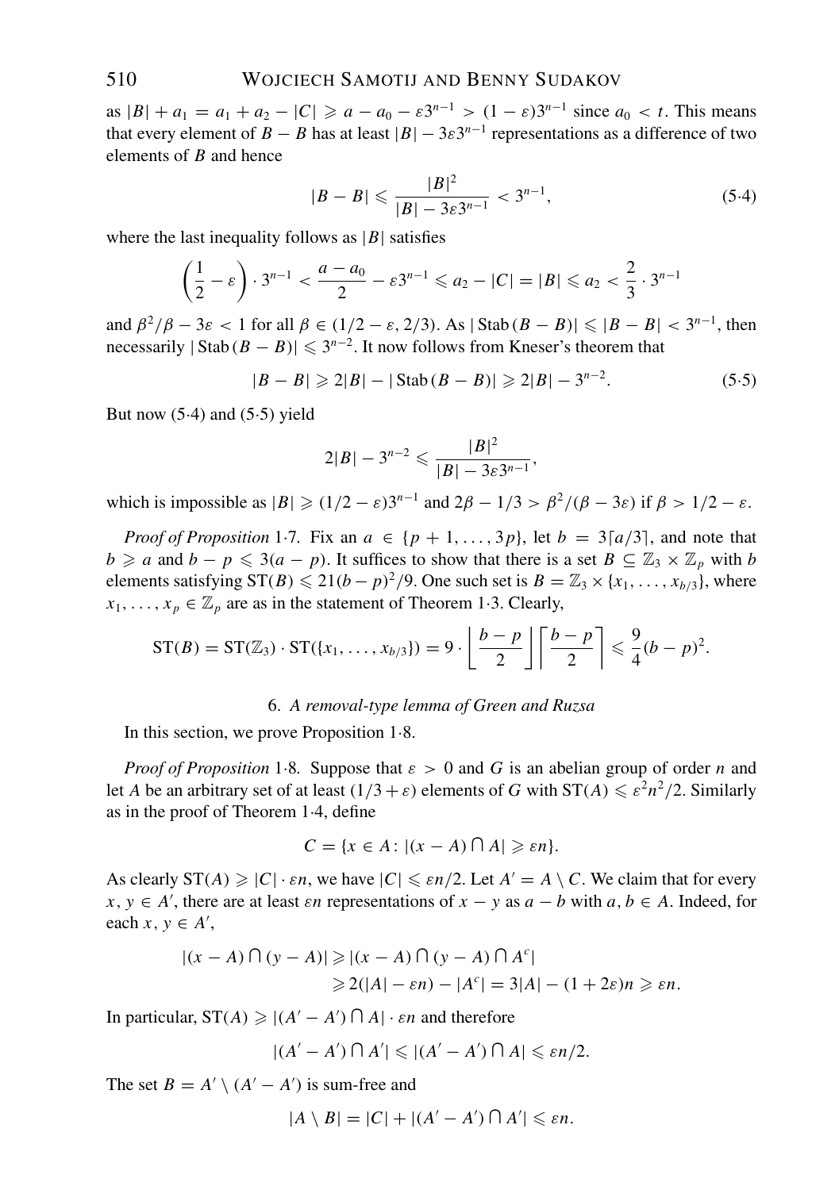as $|B| + a_1 = a_1 + a_2 - |C| \geqslant a - a_0 - \varepsilon 3^{n-1} > (1-\varepsilon)3^{n-1}$ since $a_0 < t$. This means that every element of $B - B$ has at least $|B| - 3\varepsilon 3^{n-1}$ representations as a difference of two elements of $B$ and hence

$$|B - B| \leqslant \frac{|B|^2}{|B| - 3\varepsilon 3^{n-1}} < 3^{n-1}, \tag{5·4}$$

where the last inequality follows as $|B|$ satisfies

$$\left(\frac{1}{2} - \varepsilon\right) \cdot 3^{n-1} < \frac{a - a_0}{2} - \varepsilon 3^{n-1} \leqslant a_2 - |C| = |B| \leqslant a_2 < \frac{2}{3} \cdot 3^{n-1}$$

and $\beta^2/\beta - 3\varepsilon < 1$ for all $\beta \in (1/2 - \varepsilon, 2/3)$. As $|\operatorname{Stab}(B - B)| \leqslant |B - B| < 3^{n-1}$, then necessarily $|\operatorname{Stab}(B - B)| \leqslant 3^{n-2}$. It now follows from Kneser's theorem that

$$|B - B| \geqslant 2|B| - |\operatorname{Stab}(B - B)| \geqslant 2|B| - 3^{n-2}. \tag{5·5}$$

But now (5·4) and (5·5) yield

$$2|B| - 3^{n-2} \leqslant \frac{|B|^2}{|B| - 3\varepsilon 3^{n-1}},$$

which is impossible as $|B| \geqslant (1/2 - \varepsilon)3^{n-1}$ and $2\beta - 1/3 > \beta^2/(\beta - 3\varepsilon)$ if $\beta > 1/2 - \varepsilon$.

*Proof of Proposition* 1·7. Fix an $a \in \{p+1, \ldots, 3p\}$, let $b = 3\lceil a/3 \rceil$, and note that $b \geqslant a$ and $b - p \leqslant 3(a - p)$. It suffices to show that there is a set $B \subseteq \mathbb{Z}_3 \times \mathbb{Z}_p$ with $b$ elements satisfying $\mathrm{ST}(B) \leqslant 21(b-p)^2/9$. One such set is $B = \mathbb{Z}_3 \times \{x_1, \ldots, x_{b/3}\}$, where $x_1, \ldots, x_p \in \mathbb{Z}_p$ are as in the statement of Theorem 1·3. Clearly,

$$\mathrm{ST}(B) = \mathrm{ST}(\mathbb{Z}_3) \cdot \mathrm{ST}(\{x_1, \ldots, x_{b/3}\}) = 9 \cdot \left\lfloor \frac{b-p}{2} \right\rfloor \left\lceil \frac{b-p}{2} \right\rceil \leqslant \frac{9}{4}(b-p)^2.$$

## 6. *A removal-type lemma of Green and Ruzsa*

In this section, we prove Proposition 1·8.

*Proof of Proposition* 1·8. Suppose that $\varepsilon > 0$ and $G$ is an abelian group of order $n$ and let $A$ be an arbitrary set of at least $(1/3 + \varepsilon)$ elements of $G$ with $\mathrm{ST}(A) \leqslant \varepsilon^2 n^2/2$. Similarly as in the proof of Theorem 1·4, define

$$C = \{x \in A \colon |(x - A) \cap A| \geqslant \varepsilon n\}.$$

As clearly $\mathrm{ST}(A) \geqslant |C| \cdot \varepsilon n$, we have $|C| \leqslant \varepsilon n/2$. Let $A' = A \setminus C$. We claim that for every $x, y \in A'$, there are at least $\varepsilon n$ representations of $x - y$ as $a - b$ with $a, b \in A$. Indeed, for each $x, y \in A'$,

$$\begin{aligned}
|(x - A) \cap (y - A)| &\geqslant |(x - A) \cap (y - A) \cap A^c| \\
&\geqslant 2(|A| - \varepsilon n) - |A^c| = 3|A| - (1 + 2\varepsilon)n \geqslant \varepsilon n.
\end{aligned}$$

In particular, $\mathrm{ST}(A) \geqslant |(A' - A') \cap A| \cdot \varepsilon n$ and therefore

$$|(A' - A') \cap A'| \leqslant |(A' - A') \cap A| \leqslant \varepsilon n/2.$$

The set $B = A' \setminus (A' - A')$ is sum-free and

$$|A \setminus B| = |C| + |(A' - A') \cap A'| \leqslant \varepsilon n.$$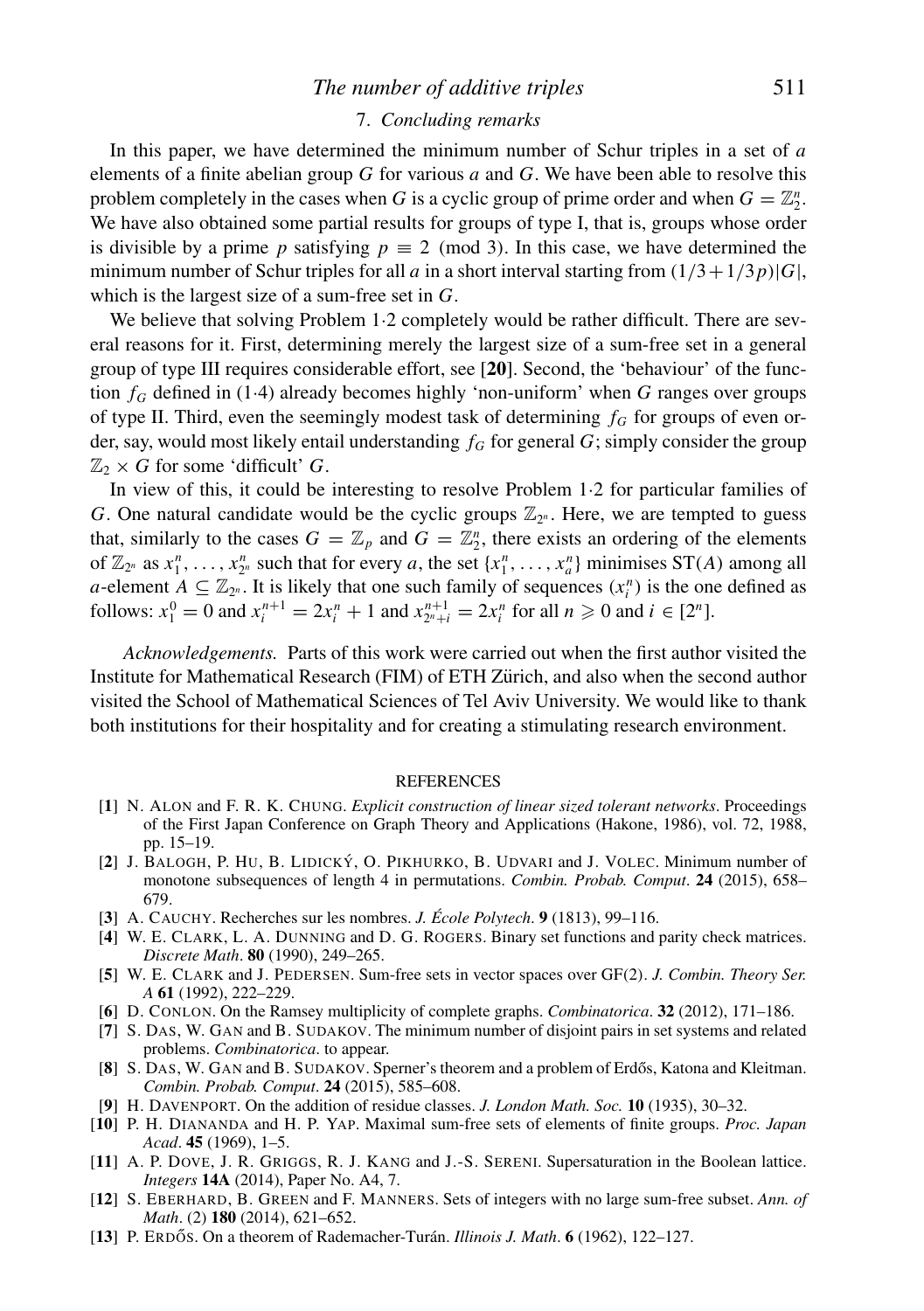## 7. *Concluding remarks*

In this paper, we have determined the minimum number of Schur triples in a set of $a$ elements of a finite abelian group $G$ for various $a$ and $G$. We have been able to resolve this problem completely in the cases when $G$ is a cyclic group of prime order and when $G = \mathbb{Z}_2^n$. We have also obtained some partial results for groups of type I, that is, groups whose order is divisible by a prime $p$ satisfying $p \equiv 2 \pmod 3$. In this case, we have determined the minimum number of Schur triples for all $a$ in a short interval starting from $(1/3 + 1/3p)|G|$, which is the largest size of a sum-free set in $G$.

We believe that solving Problem 1·2 completely would be rather difficult. There are several reasons for it. First, determining merely the largest size of a sum-free set in a general group of type III requires considerable effort, see [**20**]. Second, the 'behaviour' of the function $f_G$ defined in (1·4) already becomes highly 'non-uniform' when $G$ ranges over groups of type II. Third, even the seemingly modest task of determining $f_G$ for groups of even order, say, would most likely entail understanding $f_G$ for general $G$; simply consider the group $\mathbb{Z}_2 \times G$ for some 'difficult' $G$.

In view of this, it could be interesting to resolve Problem 1·2 for particular families of $G$. One natural candidate would be the cyclic groups $\mathbb{Z}_{2^n}$. Here, we are tempted to guess that, similarly to the cases $G = \mathbb{Z}_p$ and $G = \mathbb{Z}_2^n$, there exists an ordering of the elements of $\mathbb{Z}_{2^n}$ as $x_1^n, \ldots, x_{2^n}^n$ such that for every $a$, the set $\{x_1^n, \ldots, x_a^n\}$ minimises $\mathrm{ST}(A)$ among all $a$-element $A \subseteq \mathbb{Z}_{2^n}$. It is likely that one such family of sequences $(x_i^n)$ is the one defined as follows: $x_1^0 = 0$ and $x_i^{n+1} = 2x_i^n + 1$ and $x_{2^n+i}^{n+1} = 2x_i^n$ for all $n \geqslant 0$ and $i \in [2^n]$.

*Acknowledgements.* Parts of this work were carried out when the first author visited the Institute for Mathematical Research (FIM) of ETH Zürich, and also when the second author visited the School of Mathematical Sciences of Tel Aviv University. We would like to thank both institutions for their hospitality and for creating a stimulating research environment.

## REFERENCES

[**1**] N. Alon and F. R. K. Chung. *Explicit construction of linear sized tolerant networks*. Proceedings of the First Japan Conference on Graph Theory and Applications (Hakone, 1986), vol. 72, 1988, pp. 15–19.

[**2**] J. Balogh, P. Hu, B. Lidický, O. Pikhurko, B. Udvari and J. Volec. Minimum number of monotone subsequences of length 4 in permutations. *Combin. Probab. Comput*. **24** (2015), 658–679.

[**3**] A. Cauchy. Recherches sur les nombres. *J. École Polytech*. **9** (1813), 99–116.

[**4**] W. E. Clark, L. A. Dunning and D. G. Rogers. Binary set functions and parity check matrices. *Discrete Math*. **80** (1990), 249–265.

[**5**] W. E. Clark and J. Pedersen. Sum-free sets in vector spaces over GF(2). *J. Combin. Theory Ser. A* **61** (1992), 222–229.

[**6**] D. Conlon. On the Ramsey multiplicity of complete graphs. *Combinatorica*. **32** (2012), 171–186.

[**7**] S. Das, W. Gan and B. Sudakov. The minimum number of disjoint pairs in set systems and related problems. *Combinatorica*. to appear.

[**8**] S. Das, W. Gan and B. Sudakov. Sperner's theorem and a problem of Erdős, Katona and Kleitman. *Combin. Probab. Comput*. **24** (2015), 585–608.

[**9**] H. Davenport. On the addition of residue classes. *J. London Math. Soc.* **10** (1935), 30–32.

[**10**] P. H. Diananda and H. P. Yap. Maximal sum-free sets of elements of finite groups. *Proc. Japan Acad*. **45** (1969), 1–5.

[**11**] A. P. Dove, J. R. Griggs, R. J. Kang and J.-S. Sereni. Supersaturation in the Boolean lattice. *Integers* **14A** (2014), Paper No. A4, 7.

[**12**] S. Eberhard, B. Green and F. Manners. Sets of integers with no large sum-free subset. *Ann. of Math*. (2) **180** (2014), 621–652.

[**13**] P. Erdős. On a theorem of Rademacher-Turán. *Illinois J. Math*. **6** (1962), 122–127.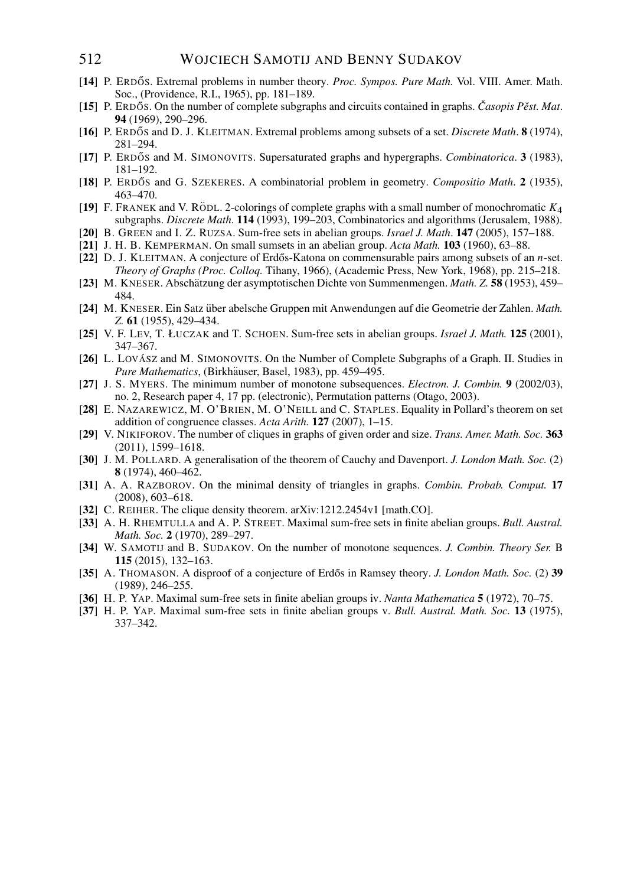[**14**] P. ERDŐS. Extremal problems in number theory. *Proc. Sympos. Pure Math.* Vol. VIII. Amer. Math. Soc., (Providence, R.I., 1965), pp. 181–189.

[**15**] P. ERDŐS. On the number of complete subgraphs and circuits contained in graphs. *Časopis Pěst. Mat*. **94** (1969), 290–296.

[**16**] P. ERDŐS and D. J. KLEITMAN. Extremal problems among subsets of a set. *Discrete Math*. **8** (1974), 281–294.

[**17**] P. ERDŐS and M. SIMONOVITS. Supersaturated graphs and hypergraphs. *Combinatorica*. **3** (1983), 181–192.

[**18**] P. ERDŐS and G. SZEKERES. A combinatorial problem in geometry. *Compositio Math*. **2** (1935), 463–470.

[**19**] F. FRANEK and V. RÖDL. 2-colorings of complete graphs with a small number of monochromatic $K_4$ subgraphs. *Discrete Math*. **114** (1993), 199–203, Combinatorics and algorithms (Jerusalem, 1988).

[**20**] B. GREEN and I. Z. RUZSA. Sum-free sets in abelian groups. *Israel J. Math*. **147** (2005), 157–188.

[**21**] J. H. B. KEMPERMAN. On small sumsets in an abelian group. *Acta Math.* **103** (1960), 63–88.

[**22**] D. J. KLEITMAN. A conjecture of Erdős-Katona on commensurable pairs among subsets of an $n$-set. *Theory of Graphs (Proc. Colloq.* Tihany, 1966), (Academic Press, New York, 1968), pp. 215–218.

[**23**] M. KNESER. Abschätzung der asymptotischen Dichte von Summenmengen. *Math. Z.* **58** (1953), 459–484.

[**24**] M. KNESER. Ein Satz über abelsche Gruppen mit Anwendungen auf die Geometrie der Zahlen. *Math. Z.* **61** (1955), 429–434.

[**25**] V. F. LEV, T. ŁUCZAK and T. SCHOEN. Sum-free sets in abelian groups. *Israel J. Math.* **125** (2001), 347–367.

[**26**] L. LOVÁSZ and M. SIMONOVITS. On the Number of Complete Subgraphs of a Graph. II. Studies in *Pure Mathematics*, (Birkhäuser, Basel, 1983), pp. 459–495.

[**27**] J. S. MYERS. The minimum number of monotone subsequences. *Electron. J. Combin.* **9** (2002/03), no. 2, Research paper 4, 17 pp. (electronic), Permutation patterns (Otago, 2003).

[**28**] E. NAZAREWICZ, M. O'BRIEN, M. O'NEILL and C. STAPLES. Equality in Pollard's theorem on set addition of congruence classes. *Acta Arith.* **127** (2007), 1–15.

[**29**] V. NIKIFOROV. The number of cliques in graphs of given order and size. *Trans. Amer. Math. Soc.* **363** (2011), 1599–1618.

[**30**] J. M. POLLARD. A generalisation of the theorem of Cauchy and Davenport. *J. London Math. Soc.* (2) **8** (1974), 460–462.

[**31**] A. A. RAZBOROV. On the minimal density of triangles in graphs. *Combin. Probab. Comput.* **17** (2008), 603–618.

[**32**] C. REIHER. The clique density theorem. arXiv:1212.2454v1 [math.CO].

[**33**] A. H. RHEMTULLA and A. P. STREET. Maximal sum-free sets in finite abelian groups. *Bull. Austral. Math. Soc.* **2** (1970), 289–297.

[**34**] W. SAMOTIJ and B. SUDAKOV. On the number of monotone sequences. *J. Combin. Theory Ser.* B **115** (2015), 132–163.

[**35**] A. THOMASON. A disproof of a conjecture of Erdős in Ramsey theory. *J. London Math. Soc.* (2) **39** (1989), 246–255.

[**36**] H. P. YAP. Maximal sum-free sets in finite abelian groups iv. *Nanta Mathematica* **5** (1972), 70–75.

[**37**] H. P. YAP. Maximal sum-free sets in finite abelian groups v. *Bull. Austral. Math. Soc.* **13** (1975), 337–342.